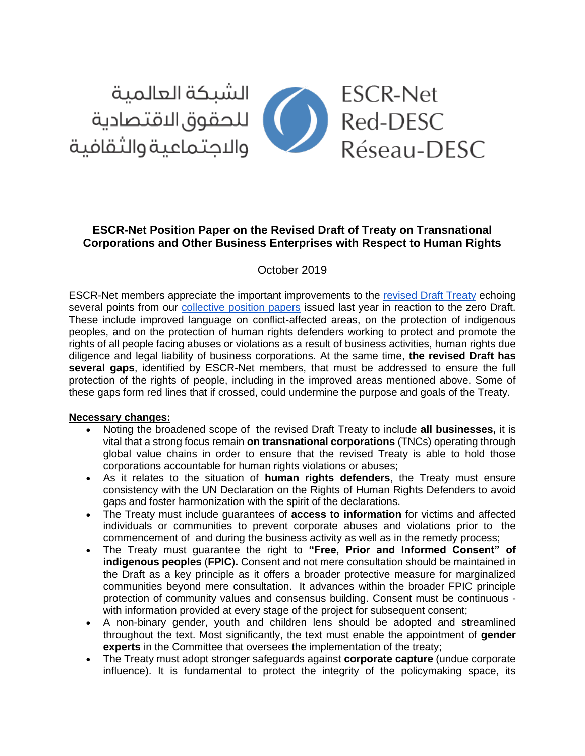الشبكة العالمية للحقوق الاقتصادية والاجتماعية والثقافية

ESCR-Net
Red-DESC
Réseau-DESC

**ESCR-Net Position Paper on the Revised Draft of Treaty on Transnational Corporations and Other Business Enterprises with Respect to Human Rights**

October 2019

ESCR-Net members appreciate the important improvements to the revised Draft Treaty echoing several points from our collective position papers issued last year in reaction to the zero Draft. These include improved language on conflict-affected areas, on the protection of indigenous peoples, and on the protection of human rights defenders working to protect and promote the rights of all people facing abuses or violations as a result of business activities, human rights due diligence and legal liability of business corporations. At the same time, **the revised Draft has several gaps**, identified by ESCR-Net members, that must be addressed to ensure the full protection of the rights of people, including in the improved areas mentioned above. Some of these gaps form red lines that if crossed, could undermine the purpose and goals of the Treaty.

**Necessary changes:**

- Noting the broadened scope of the revised Draft Treaty to include **all businesses,** it is vital that a strong focus remain **on transnational corporations** (TNCs) operating through global value chains in order to ensure that the revised Treaty is able to hold those corporations accountable for human rights violations or abuses;
- As it relates to the situation of **human rights defenders**, the Treaty must ensure consistency with the UN Declaration on the Rights of Human Rights Defenders to avoid gaps and foster harmonization with the spirit of the declarations.
- The Treaty must include guarantees of **access to information** for victims and affected individuals or communities to prevent corporate abuses and violations prior to the commencement of and during the business activity as well as in the remedy process;
- The Treaty must guarantee the right to **"Free, Prior and Informed Consent" of indigenous peoples** (**FPIC**)**.** Consent and not mere consultation should be maintained in the Draft as a key principle as it offers a broader protective measure for marginalized communities beyond mere consultation. It advances within the broader FPIC principle protection of community values and consensus building. Consent must be continuous - with information provided at every stage of the project for subsequent consent;
- A non-binary gender, youth and children lens should be adopted and streamlined throughout the text. Most significantly, the text must enable the appointment of **gender experts** in the Committee that oversees the implementation of the treaty;
- The Treaty must adopt stronger safeguards against **corporate capture** (undue corporate influence). It is fundamental to protect the integrity of the policymaking space, its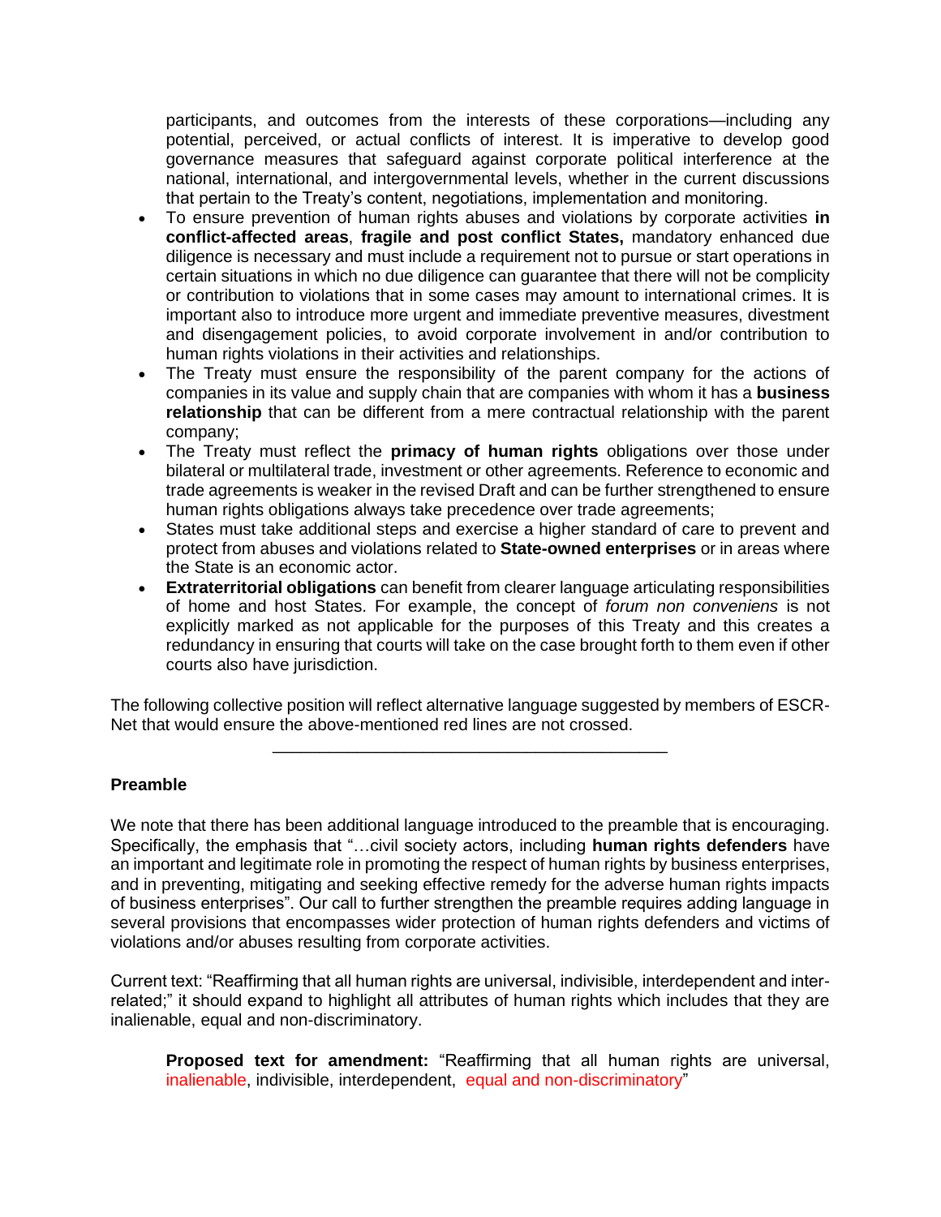participants, and outcomes from the interests of these corporations—including any potential, perceived, or actual conflicts of interest. It is imperative to develop good governance measures that safeguard against corporate political interference at the national, international, and intergovernmental levels, whether in the current discussions that pertain to the Treaty's content, negotiations, implementation and monitoring.

- To ensure prevention of human rights abuses and violations by corporate activities **in conflict-affected areas**, **fragile and post conflict States,** mandatory enhanced due diligence is necessary and must include a requirement not to pursue or start operations in certain situations in which no due diligence can guarantee that there will not be complicity or contribution to violations that in some cases may amount to international crimes. It is important also to introduce more urgent and immediate preventive measures, divestment and disengagement policies, to avoid corporate involvement in and/or contribution to human rights violations in their activities and relationships.
- The Treaty must ensure the responsibility of the parent company for the actions of companies in its value and supply chain that are companies with whom it has a **business relationship** that can be different from a mere contractual relationship with the parent company;
- The Treaty must reflect the **primacy of human rights** obligations over those under bilateral or multilateral trade, investment or other agreements. Reference to economic and trade agreements is weaker in the revised Draft and can be further strengthened to ensure human rights obligations always take precedence over trade agreements;
- States must take additional steps and exercise a higher standard of care to prevent and protect from abuses and violations related to **State-owned enterprises** or in areas where the State is an economic actor.
- **Extraterritorial obligations** can benefit from clearer language articulating responsibilities of home and host States. For example, the concept of *forum non conveniens* is not explicitly marked as not applicable for the purposes of this Treaty and this creates a redundancy in ensuring that courts will take on the case brought forth to them even if other courts also have jurisdiction.

The following collective position will reflect alternative language suggested by members of ESCR-Net that would ensure the above-mentioned red lines are not crossed.

---

**Preamble**

We note that there has been additional language introduced to the preamble that is encouraging. Specifically, the emphasis that "…civil society actors, including **human rights defenders** have an important and legitimate role in promoting the respect of human rights by business enterprises, and in preventing, mitigating and seeking effective remedy for the adverse human rights impacts of business enterprises". Our call to further strengthen the preamble requires adding language in several provisions that encompasses wider protection of human rights defenders and victims of violations and/or abuses resulting from corporate activities.

Current text: "Reaffirming that all human rights are universal, indivisible, interdependent and inter-related;" it should expand to highlight all attributes of human rights which includes that they are inalienable, equal and non-discriminatory.

> **Proposed text for amendment:** "Reaffirming that all human rights are universal, inalienable, indivisible, interdependent, equal and non-discriminatory"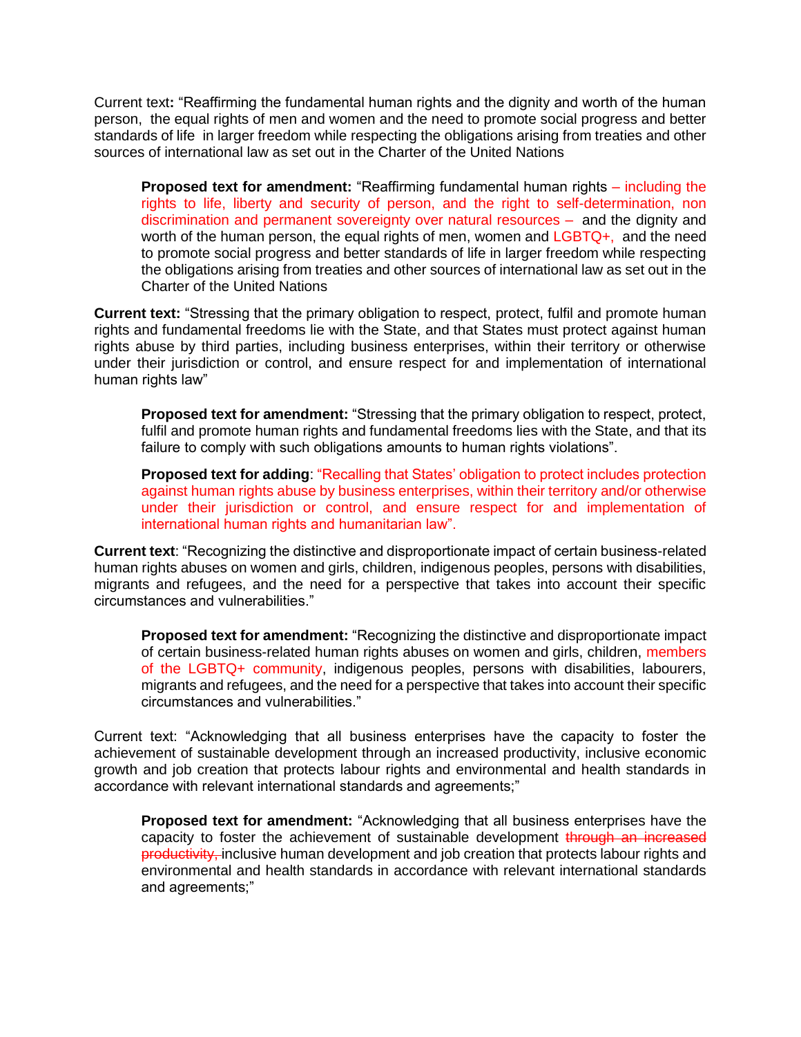Current text**:** "Reaffirming the fundamental human rights and the dignity and worth of the human person, the equal rights of men and women and the need to promote social progress and better standards of life in larger freedom while respecting the obligations arising from treaties and other sources of international law as set out in the Charter of the United Nations

> **Proposed text for amendment:** "Reaffirming fundamental human rights – including the rights to life, liberty and security of person, and the right to self-determination, non discrimination and permanent sovereignty over natural resources – and the dignity and worth of the human person, the equal rights of men, women and LGBTQ+, and the need to promote social progress and better standards of life in larger freedom while respecting the obligations arising from treaties and other sources of international law as set out in the Charter of the United Nations

**Current text:** "Stressing that the primary obligation to respect, protect, fulfil and promote human rights and fundamental freedoms lie with the State, and that States must protect against human rights abuse by third parties, including business enterprises, within their territory or otherwise under their jurisdiction or control, and ensure respect for and implementation of international human rights law"

> **Proposed text for amendment:** "Stressing that the primary obligation to respect, protect, fulfil and promote human rights and fundamental freedoms lies with the State, and that its failure to comply with such obligations amounts to human rights violations".
>
> **Proposed text for adding**: "Recalling that States' obligation to protect includes protection against human rights abuse by business enterprises, within their territory and/or otherwise under their jurisdiction or control, and ensure respect for and implementation of international human rights and humanitarian law".

**Current text**: "Recognizing the distinctive and disproportionate impact of certain business-related human rights abuses on women and girls, children, indigenous peoples, persons with disabilities, migrants and refugees, and the need for a perspective that takes into account their specific circumstances and vulnerabilities."

> **Proposed text for amendment:** "Recognizing the distinctive and disproportionate impact of certain business-related human rights abuses on women and girls, children, members of the LGBTQ+ community, indigenous peoples, persons with disabilities, labourers, migrants and refugees, and the need for a perspective that takes into account their specific circumstances and vulnerabilities."

Current text: "Acknowledging that all business enterprises have the capacity to foster the achievement of sustainable development through an increased productivity, inclusive economic growth and job creation that protects labour rights and environmental and health standards in accordance with relevant international standards and agreements;"

> **Proposed text for amendment:** "Acknowledging that all business enterprises have the capacity to foster the achievement of sustainable development ~~through an increased productivity,~~ inclusive human development and job creation that protects labour rights and environmental and health standards in accordance with relevant international standards and agreements;"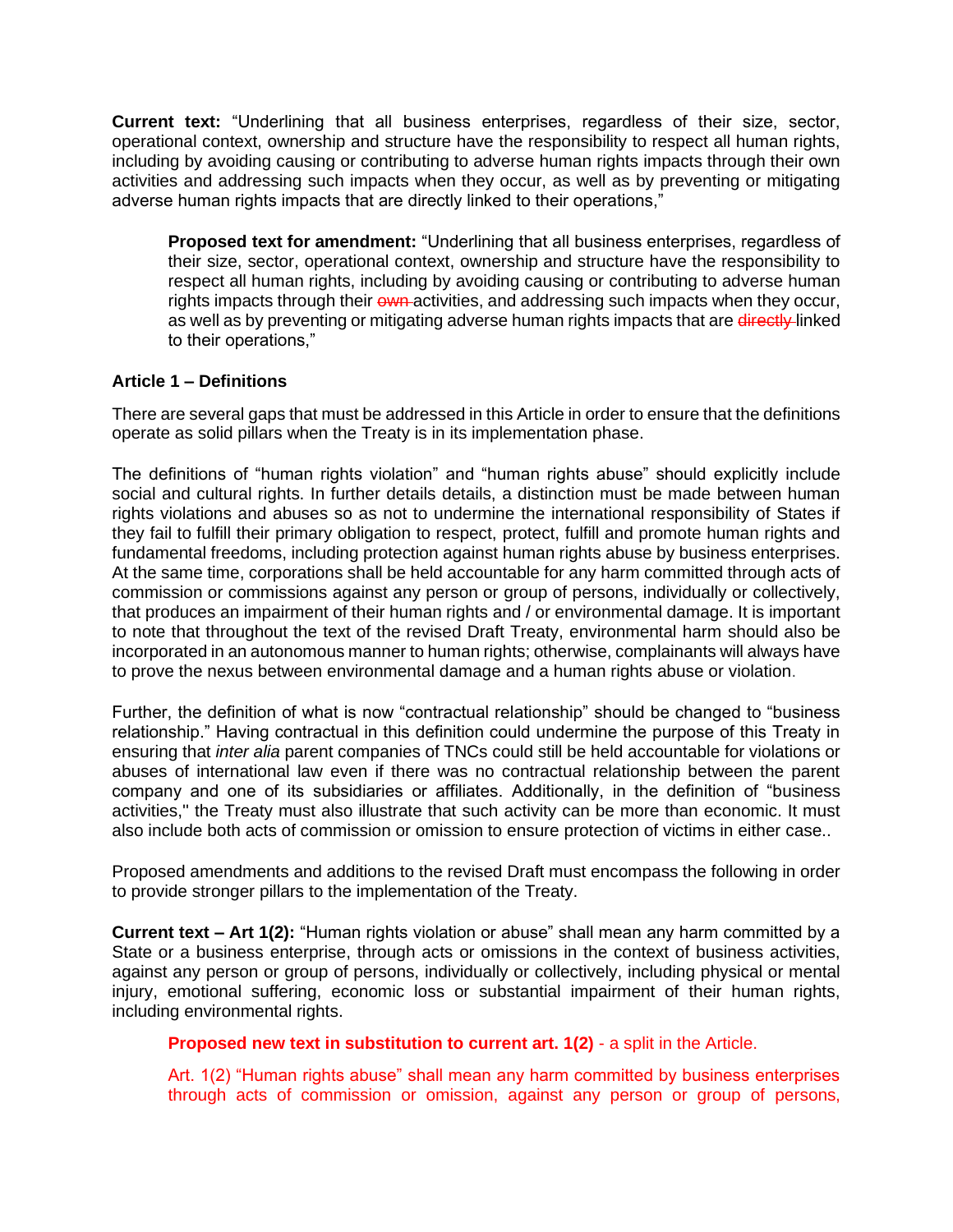**Current text:** "Underlining that all business enterprises, regardless of their size, sector, operational context, ownership and structure have the responsibility to respect all human rights, including by avoiding causing or contributing to adverse human rights impacts through their own activities and addressing such impacts when they occur, as well as by preventing or mitigating adverse human rights impacts that are directly linked to their operations,"

> **Proposed text for amendment:** "Underlining that all business enterprises, regardless of their size, sector, operational context, ownership and structure have the responsibility to respect all human rights, including by avoiding causing or contributing to adverse human rights impacts through their ~~own~~ activities, and addressing such impacts when they occur, as well as by preventing or mitigating adverse human rights impacts that are ~~directly~~ linked to their operations,"

**Article 1 – Definitions**

There are several gaps that must be addressed in this Article in order to ensure that the definitions operate as solid pillars when the Treaty is in its implementation phase.

The definitions of "human rights violation" and "human rights abuse" should explicitly include social and cultural rights. In further details details, a distinction must be made between human rights violations and abuses so as not to undermine the international responsibility of States if they fail to fulfill their primary obligation to respect, protect, fulfill and promote human rights and fundamental freedoms, including protection against human rights abuse by business enterprises. At the same time, corporations shall be held accountable for any harm committed through acts of commission or commissions against any person or group of persons, individually or collectively, that produces an impairment of their human rights and / or environmental damage. It is important to note that throughout the text of the revised Draft Treaty, environmental harm should also be incorporated in an autonomous manner to human rights; otherwise, complainants will always have to prove the nexus between environmental damage and a human rights abuse or violation.

Further, the definition of what is now "contractual relationship" should be changed to "business relationship." Having contractual in this definition could undermine the purpose of this Treaty in ensuring that *inter alia* parent companies of TNCs could still be held accountable for violations or abuses of international law even if there was no contractual relationship between the parent company and one of its subsidiaries or affiliates. Additionally, in the definition of "business activities," the Treaty must also illustrate that such activity can be more than economic. It must also include both acts of commission or omission to ensure protection of victims in either case..

Proposed amendments and additions to the revised Draft must encompass the following in order to provide stronger pillars to the implementation of the Treaty.

**Current text – Art 1(2):** "Human rights violation or abuse" shall mean any harm committed by a State or a business enterprise, through acts or omissions in the context of business activities, against any person or group of persons, individually or collectively, including physical or mental injury, emotional suffering, economic loss or substantial impairment of their human rights, including environmental rights.

> **Proposed new text in substitution to current art. 1(2)** - a split in the Article.
>
> Art. 1(2) "Human rights abuse" shall mean any harm committed by business enterprises through acts of commission or omission, against any person or group of persons,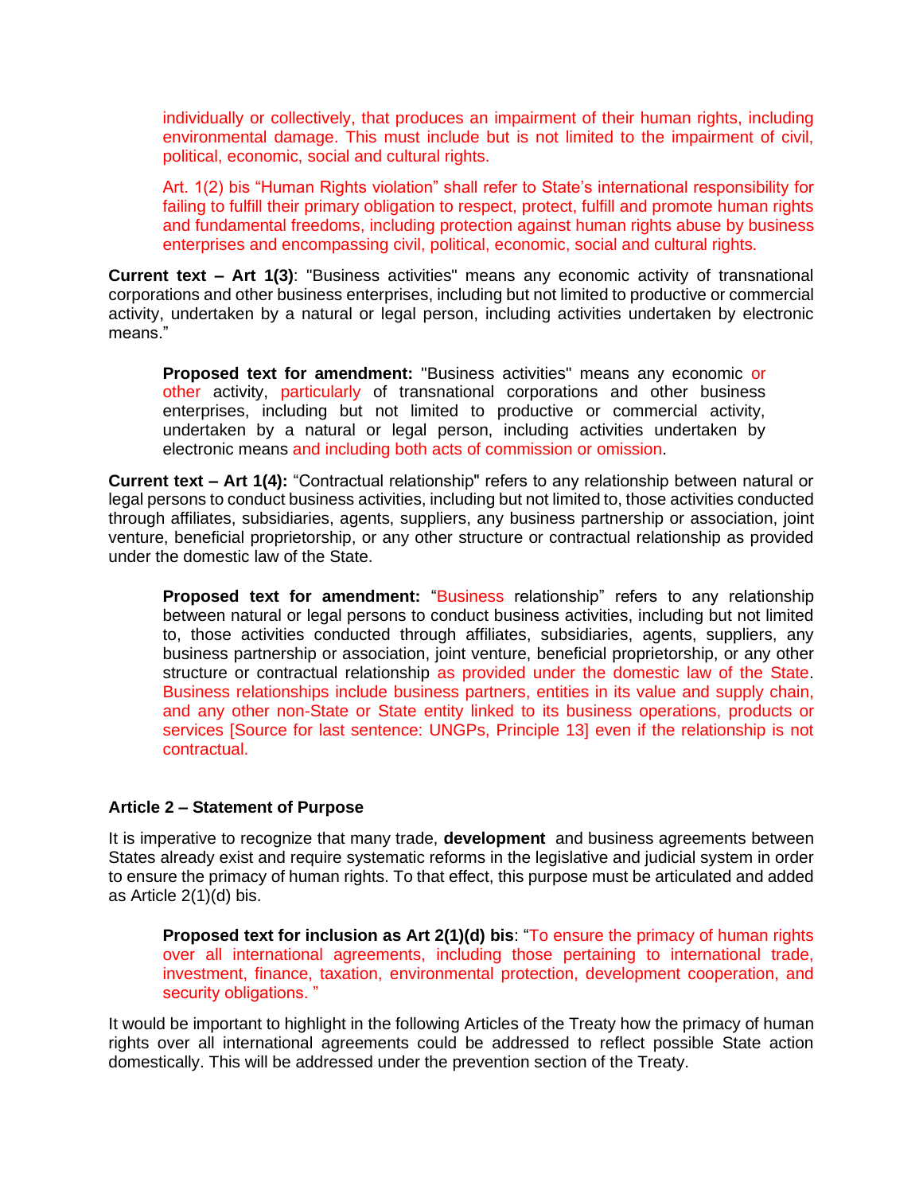individually or collectively, that produces an impairment of their human rights, including environmental damage. This must include but is not limited to the impairment of civil, political, economic, social and cultural rights.

Art. 1(2) bis "Human Rights violation" shall refer to State's international responsibility for failing to fulfill their primary obligation to respect, protect, fulfill and promote human rights and fundamental freedoms, including protection against human rights abuse by business enterprises and encompassing civil, political, economic, social and cultural rights.

**Current text – Art 1(3)**: "Business activities" means any economic activity of transnational corporations and other business enterprises, including but not limited to productive or commercial activity, undertaken by a natural or legal person, including activities undertaken by electronic means."

> **Proposed text for amendment:** "Business activities" means any economic or other activity, particularly of transnational corporations and other business enterprises, including but not limited to productive or commercial activity, undertaken by a natural or legal person, including activities undertaken by electronic means and including both acts of commission or omission.

**Current text – Art 1(4):** "Contractual relationship" refers to any relationship between natural or legal persons to conduct business activities, including but not limited to, those activities conducted through affiliates, subsidiaries, agents, suppliers, any business partnership or association, joint venture, beneficial proprietorship, or any other structure or contractual relationship as provided under the domestic law of the State.

> **Proposed text for amendment:** "Business relationship" refers to any relationship between natural or legal persons to conduct business activities, including but not limited to, those activities conducted through affiliates, subsidiaries, agents, suppliers, any business partnership or association, joint venture, beneficial proprietorship, or any other structure or contractual relationship as provided under the domestic law of the State. Business relationships include business partners, entities in its value and supply chain, and any other non-State or State entity linked to its business operations, products or services [Source for last sentence: UNGPs, Principle 13] even if the relationship is not contractual.

### Article 2 – Statement of Purpose

It is imperative to recognize that many trade, **development** and business agreements between States already exist and require systematic reforms in the legislative and judicial system in order to ensure the primacy of human rights. To that effect, this purpose must be articulated and added as Article 2(1)(d) bis.

> **Proposed text for inclusion as Art 2(1)(d) bis**: "To ensure the primacy of human rights over all international agreements, including those pertaining to international trade, investment, finance, taxation, environmental protection, development cooperation, and security obligations. "

It would be important to highlight in the following Articles of the Treaty how the primacy of human rights over all international agreements could be addressed to reflect possible State action domestically. This will be addressed under the prevention section of the Treaty.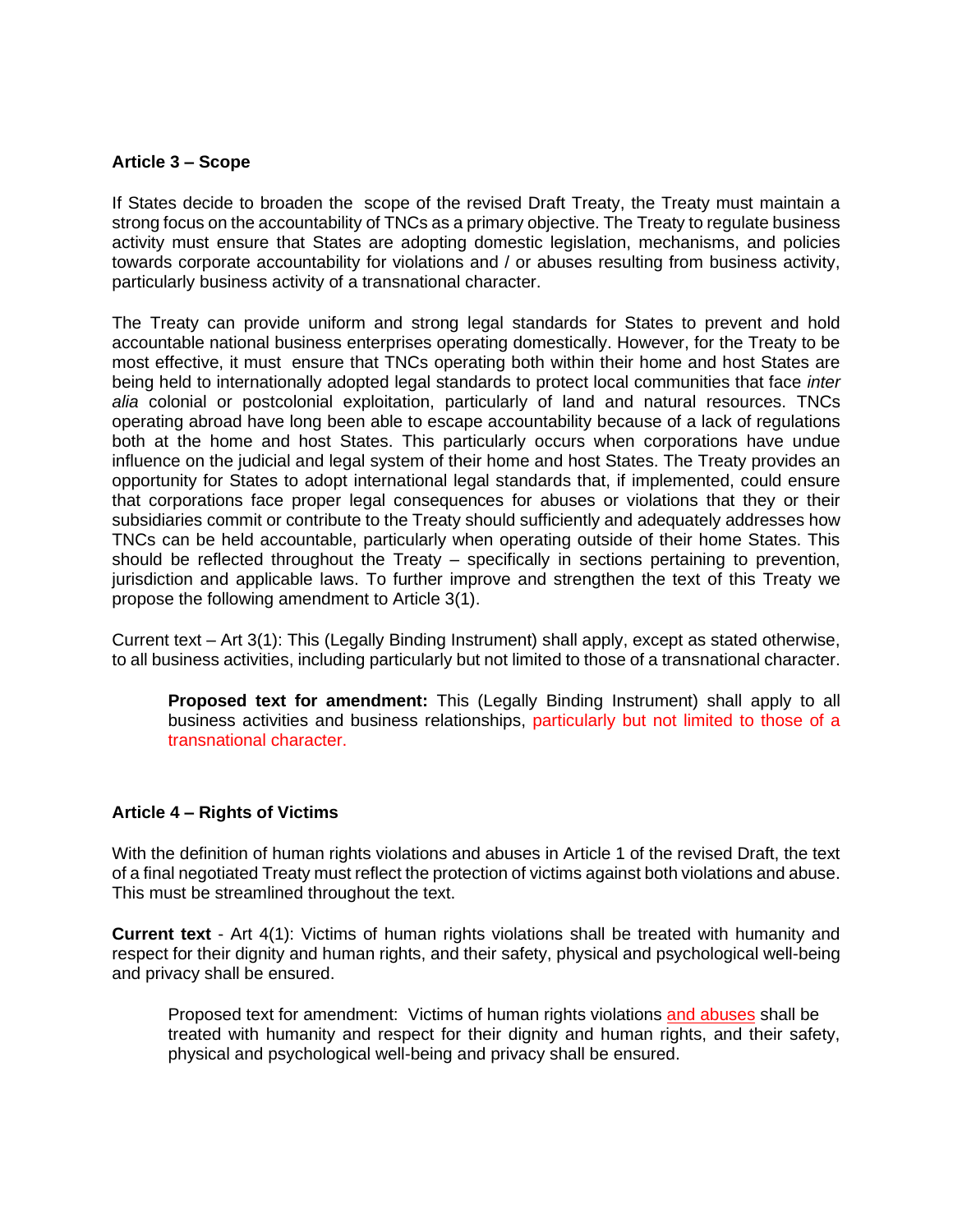**Article 3 – Scope**

If States decide to broaden the scope of the revised Draft Treaty, the Treaty must maintain a strong focus on the accountability of TNCs as a primary objective. The Treaty to regulate business activity must ensure that States are adopting domestic legislation, mechanisms, and policies towards corporate accountability for violations and / or abuses resulting from business activity, particularly business activity of a transnational character.

The Treaty can provide uniform and strong legal standards for States to prevent and hold accountable national business enterprises operating domestically. However, for the Treaty to be most effective, it must ensure that TNCs operating both within their home and host States are being held to internationally adopted legal standards to protect local communities that face *inter alia* colonial or postcolonial exploitation, particularly of land and natural resources. TNCs operating abroad have long been able to escape accountability because of a lack of regulations both at the home and host States. This particularly occurs when corporations have undue influence on the judicial and legal system of their home and host States. The Treaty provides an opportunity for States to adopt international legal standards that, if implemented, could ensure that corporations face proper legal consequences for abuses or violations that they or their subsidiaries commit or contribute to the Treaty should sufficiently and adequately addresses how TNCs can be held accountable, particularly when operating outside of their home States. This should be reflected throughout the Treaty – specifically in sections pertaining to prevention, jurisdiction and applicable laws. To further improve and strengthen the text of this Treaty we propose the following amendment to Article 3(1).

Current text – Art 3(1): This (Legally Binding Instrument) shall apply, except as stated otherwise, to all business activities, including particularly but not limited to those of a transnational character.

> **Proposed text for amendment:** This (Legally Binding Instrument) shall apply to all business activities and business relationships, particularly but not limited to those of a transnational character.

**Article 4 – Rights of Victims**

With the definition of human rights violations and abuses in Article 1 of the revised Draft, the text of a final negotiated Treaty must reflect the protection of victims against both violations and abuse. This must be streamlined throughout the text.

**Current text** - Art 4(1): Victims of human rights violations shall be treated with humanity and respect for their dignity and human rights, and their safety, physical and psychological well-being and privacy shall be ensured.

> Proposed text for amendment: Victims of human rights violations and abuses shall be treated with humanity and respect for their dignity and human rights, and their safety, physical and psychological well-being and privacy shall be ensured.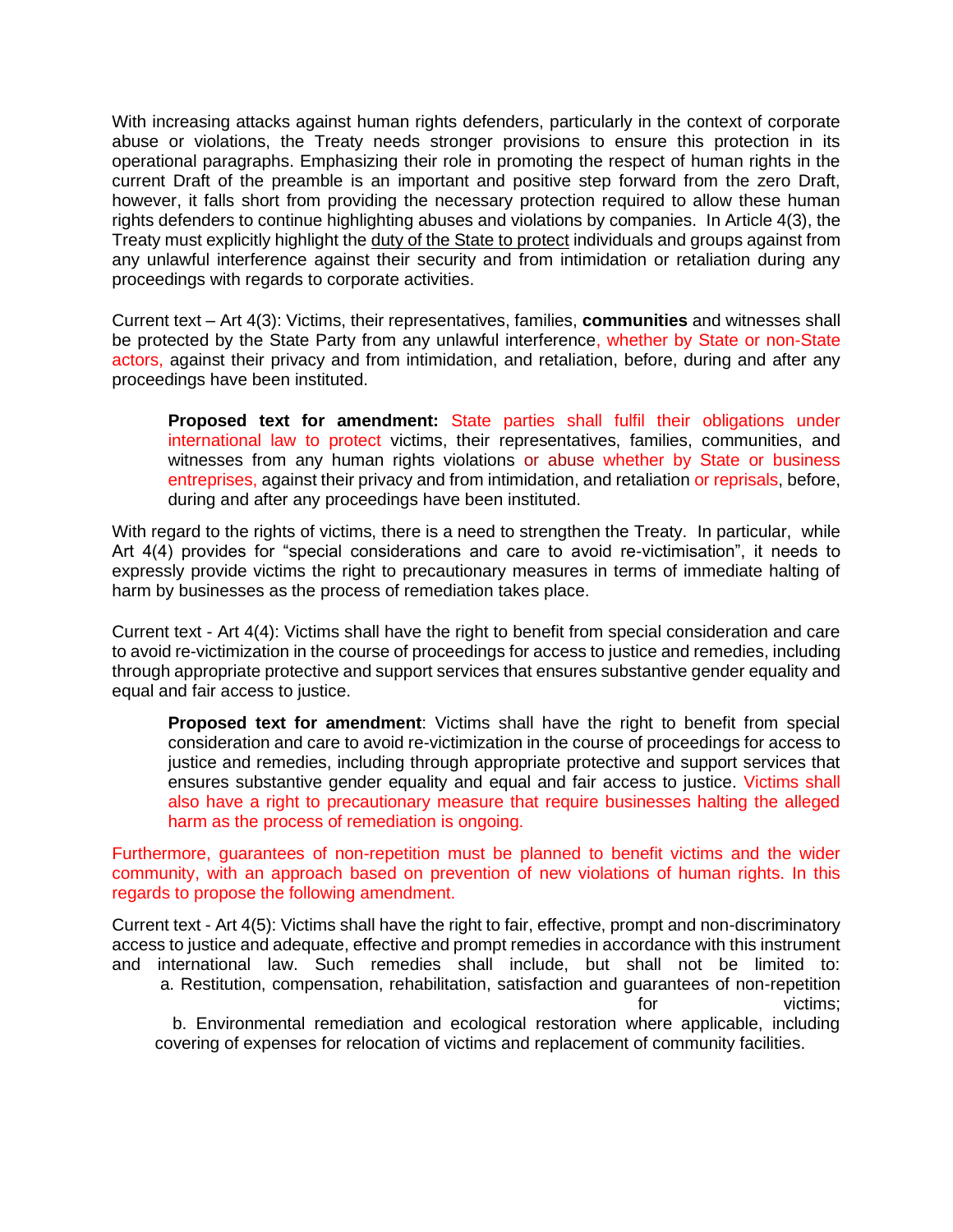With increasing attacks against human rights defenders, particularly in the context of corporate abuse or violations, the Treaty needs stronger provisions to ensure this protection in its operational paragraphs. Emphasizing their role in promoting the respect of human rights in the current Draft of the preamble is an important and positive step forward from the zero Draft, however, it falls short from providing the necessary protection required to allow these human rights defenders to continue highlighting abuses and violations by companies. In Article 4(3), the Treaty must explicitly highlight the duty of the State to protect individuals and groups against from any unlawful interference against their security and from intimidation or retaliation during any proceedings with regards to corporate activities.

Current text – Art 4(3): Victims, their representatives, families, **communities** and witnesses shall be protected by the State Party from any unlawful interference, whether by State or non-State actors, against their privacy and from intimidation, and retaliation, before, during and after any proceedings have been instituted.

> **Proposed text for amendment:** State parties shall fulfil their obligations under international law to protect victims, their representatives, families, communities, and witnesses from any human rights violations or abuse whether by State or business entreprises, against their privacy and from intimidation, and retaliation or reprisals, before, during and after any proceedings have been instituted.

With regard to the rights of victims, there is a need to strengthen the Treaty. In particular, while Art 4(4) provides for "special considerations and care to avoid re-victimisation", it needs to expressly provide victims the right to precautionary measures in terms of immediate halting of harm by businesses as the process of remediation takes place.

Current text - Art 4(4): Victims shall have the right to benefit from special consideration and care to avoid re-victimization in the course of proceedings for access to justice and remedies, including through appropriate protective and support services that ensures substantive gender equality and equal and fair access to justice.

> **Proposed text for amendment**: Victims shall have the right to benefit from special consideration and care to avoid re-victimization in the course of proceedings for access to justice and remedies, including through appropriate protective and support services that ensures substantive gender equality and equal and fair access to justice. Victims shall also have a right to precautionary measure that require businesses halting the alleged harm as the process of remediation is ongoing.

Furthermore, guarantees of non-repetition must be planned to benefit victims and the wider community, with an approach based on prevention of new violations of human rights. In this regards to propose the following amendment.

Current text - Art 4(5): Victims shall have the right to fair, effective, prompt and non-discriminatory access to justice and adequate, effective and prompt remedies in accordance with this instrument and international law. Such remedies shall include, but shall not be limited to:

a. Restitution, compensation, rehabilitation, satisfaction and guarantees of non-repetition for victims;

b. Environmental remediation and ecological restoration where applicable, including covering of expenses for relocation of victims and replacement of community facilities.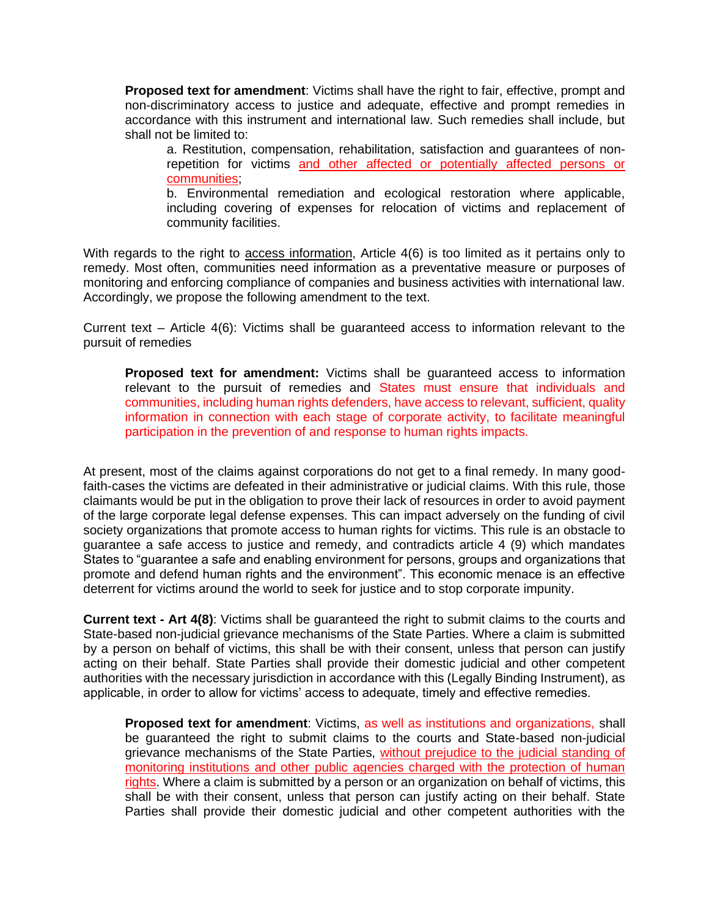**Proposed text for amendment**: Victims shall have the right to fair, effective, prompt and non-discriminatory access to justice and adequate, effective and prompt remedies in accordance with this instrument and international law. Such remedies shall include, but shall not be limited to:

> a. Restitution, compensation, rehabilitation, satisfaction and guarantees of non-repetition for victims <u>and other affected or potentially affected persons or communities</u>;
>
> b. Environmental remediation and ecological restoration where applicable, including covering of expenses for relocation of victims and replacement of community facilities.

With regards to the right to <u>access information</u>, Article 4(6) is too limited as it pertains only to remedy. Most often, communities need information as a preventative measure or purposes of monitoring and enforcing compliance of companies and business activities with international law. Accordingly, we propose the following amendment to the text.

Current text – Article 4(6): Victims shall be guaranteed access to information relevant to the pursuit of remedies

> **Proposed text for amendment:** Victims shall be guaranteed access to information relevant to the pursuit of remedies and States must ensure that individuals and communities, including human rights defenders, have access to relevant, sufficient, quality information in connection with each stage of corporate activity, to facilitate meaningful participation in the prevention of and response to human rights impacts.

At present, most of the claims against corporations do not get to a final remedy. In many good-faith-cases the victims are defeated in their administrative or judicial claims. With this rule, those claimants would be put in the obligation to prove their lack of resources in order to avoid payment of the large corporate legal defense expenses. This can impact adversely on the funding of civil society organizations that promote access to human rights for victims. This rule is an obstacle to guarantee a safe access to justice and remedy, and contradicts article 4 (9) which mandates States to "guarantee a safe and enabling environment for persons, groups and organizations that promote and defend human rights and the environment". This economic menace is an effective deterrent for victims around the world to seek for justice and to stop corporate impunity.

**Current text - Art 4(8)**: Victims shall be guaranteed the right to submit claims to the courts and State-based non-judicial grievance mechanisms of the State Parties. Where a claim is submitted by a person on behalf of victims, this shall be with their consent, unless that person can justify acting on their behalf. State Parties shall provide their domestic judicial and other competent authorities with the necessary jurisdiction in accordance with this (Legally Binding Instrument), as applicable, in order to allow for victims' access to adequate, timely and effective remedies.

> **Proposed text for amendment**: Victims, as well as institutions and organizations, shall be guaranteed the right to submit claims to the courts and State-based non-judicial grievance mechanisms of the State Parties, <u>without prejudice to the judicial standing of monitoring institutions and other public agencies charged with the protection of human rights</u>. Where a claim is submitted by a person or an organization on behalf of victims, this shall be with their consent, unless that person can justify acting on their behalf. State Parties shall provide their domestic judicial and other competent authorities with the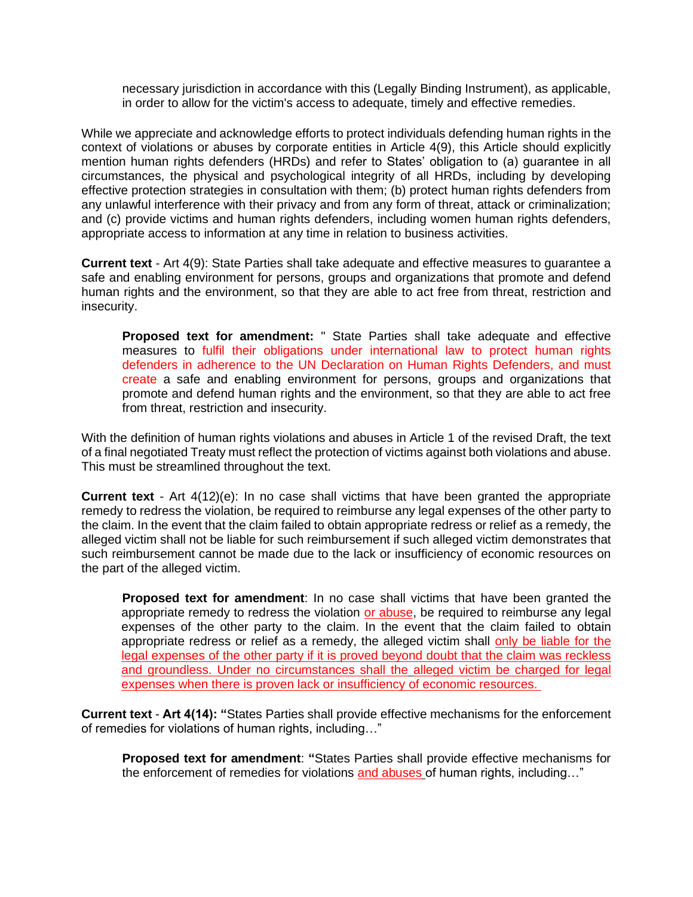> necessary jurisdiction in accordance with this (Legally Binding Instrument), as applicable, in order to allow for the victim's access to adequate, timely and effective remedies.

While we appreciate and acknowledge efforts to protect individuals defending human rights in the context of violations or abuses by corporate entities in Article 4(9), this Article should explicitly mention human rights defenders (HRDs) and refer to States' obligation to (a) guarantee in all circumstances, the physical and psychological integrity of all HRDs, including by developing effective protection strategies in consultation with them; (b) protect human rights defenders from any unlawful interference with their privacy and from any form of threat, attack or criminalization; and (c) provide victims and human rights defenders, including women human rights defenders, appropriate access to information at any time in relation to business activities.

**Current text** - Art 4(9): State Parties shall take adequate and effective measures to guarantee a safe and enabling environment for persons, groups and organizations that promote and defend human rights and the environment, so that they are able to act free from threat, restriction and insecurity.

> **Proposed text for amendment:** " State Parties shall take adequate and effective measures to fulfil their obligations under international law to protect human rights defenders in adherence to the UN Declaration on Human Rights Defenders, and must create a safe and enabling environment for persons, groups and organizations that promote and defend human rights and the environment, so that they are able to act free from threat, restriction and insecurity.

With the definition of human rights violations and abuses in Article 1 of the revised Draft, the text of a final negotiated Treaty must reflect the protection of victims against both violations and abuse. This must be streamlined throughout the text.

**Current text** - Art 4(12)(e): In no case shall victims that have been granted the appropriate remedy to redress the violation, be required to reimburse any legal expenses of the other party to the claim. In the event that the claim failed to obtain appropriate redress or relief as a remedy, the alleged victim shall not be liable for such reimbursement if such alleged victim demonstrates that such reimbursement cannot be made due to the lack or insufficiency of economic resources on the part of the alleged victim.

> **Proposed text for amendment**: In no case shall victims that have been granted the appropriate remedy to redress the violation <u>or abuse</u>, be required to reimburse any legal expenses of the other party to the claim. In the event that the claim failed to obtain appropriate redress or relief as a remedy, the alleged victim shall <u>only be liable for the legal expenses of the other party if it is proved beyond doubt that the claim was reckless and groundless. Under no circumstances shall the alleged victim be charged for legal expenses when there is proven lack or insufficiency of economic resources.</u>

**Current text** - **Art 4(14): "**States Parties shall provide effective mechanisms for the enforcement of remedies for violations of human rights, including…"

> **Proposed text for amendment**: **"**States Parties shall provide effective mechanisms for the enforcement of remedies for violations <u>and abuses</u> of human rights, including…"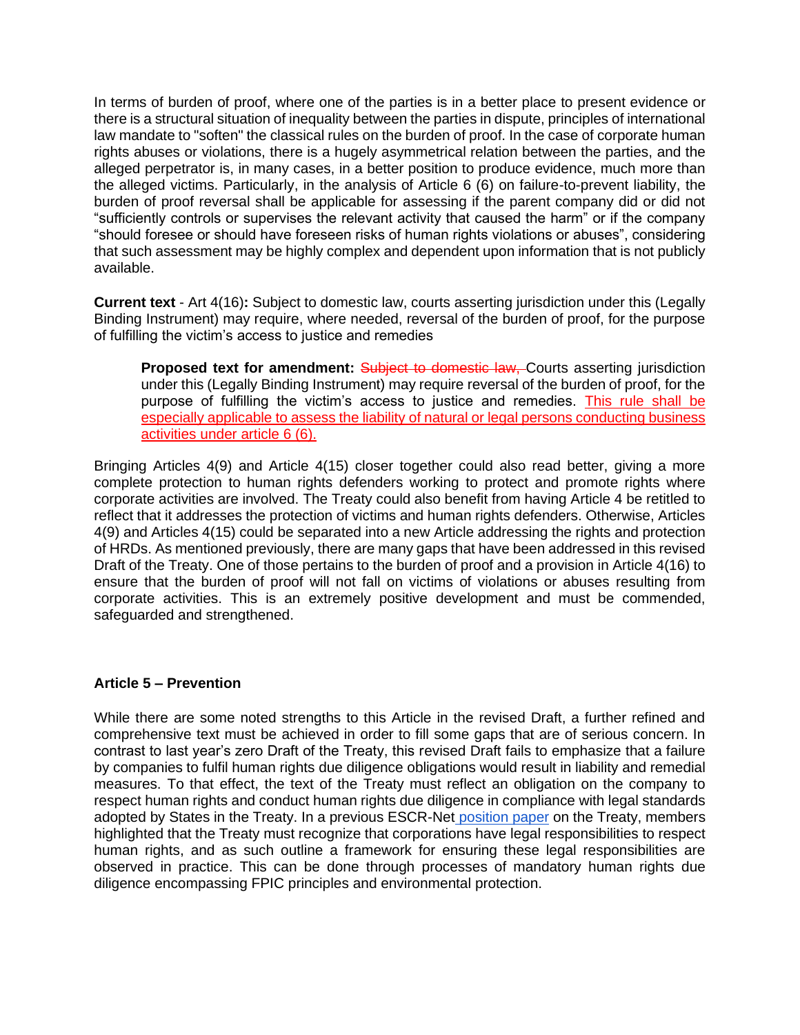In terms of burden of proof, where one of the parties is in a better place to present evidence or there is a structural situation of inequality between the parties in dispute, principles of international law mandate to "soften" the classical rules on the burden of proof. In the case of corporate human rights abuses or violations, there is a hugely asymmetrical relation between the parties, and the alleged perpetrator is, in many cases, in a better position to produce evidence, much more than the alleged victims. Particularly, in the analysis of Article 6 (6) on failure-to-prevent liability, the burden of proof reversal shall be applicable for assessing if the parent company did or did not "sufficiently controls or supervises the relevant activity that caused the harm" or if the company "should foresee or should have foreseen risks of human rights violations or abuses", considering that such assessment may be highly complex and dependent upon information that is not publicly available.

**Current text** - Art 4(16)**:** Subject to domestic law, courts asserting jurisdiction under this (Legally Binding Instrument) may require, where needed, reversal of the burden of proof, for the purpose of fulfilling the victim's access to justice and remedies

> **Proposed text for amendment:** ~~Subject to domestic law,~~ Courts asserting jurisdiction under this (Legally Binding Instrument) may require reversal of the burden of proof, for the purpose of fulfilling the victim's access to justice and remedies. <u>This rule shall be especially applicable to assess the liability of natural or legal persons conducting business activities under article 6 (6).</u>

Bringing Articles 4(9) and Article 4(15) closer together could also read better, giving a more complete protection to human rights defenders working to protect and promote rights where corporate activities are involved. The Treaty could also benefit from having Article 4 be retitled to reflect that it addresses the protection of victims and human rights defenders. Otherwise, Articles 4(9) and Articles 4(15) could be separated into a new Article addressing the rights and protection of HRDs. As mentioned previously, there are many gaps that have been addressed in this revised Draft of the Treaty. One of those pertains to the burden of proof and a provision in Article 4(16) to ensure that the burden of proof will not fall on victims of violations or abuses resulting from corporate activities. This is an extremely positive development and must be commended, safeguarded and strengthened.

**Article 5 – Prevention**

While there are some noted strengths to this Article in the revised Draft, a further refined and comprehensive text must be achieved in order to fill some gaps that are of serious concern. In contrast to last year's zero Draft of the Treaty, this revised Draft fails to emphasize that a failure by companies to fulfil human rights due diligence obligations would result in liability and remedial measures. To that effect, the text of the Treaty must reflect an obligation on the company to respect human rights and conduct human rights due diligence in compliance with legal standards adopted by States in the Treaty. In a previous ESCR-Net position paper on the Treaty, members highlighted that the Treaty must recognize that corporations have legal responsibilities to respect human rights, and as such outline a framework for ensuring these legal responsibilities are observed in practice. This can be done through processes of mandatory human rights due diligence encompassing FPIC principles and environmental protection.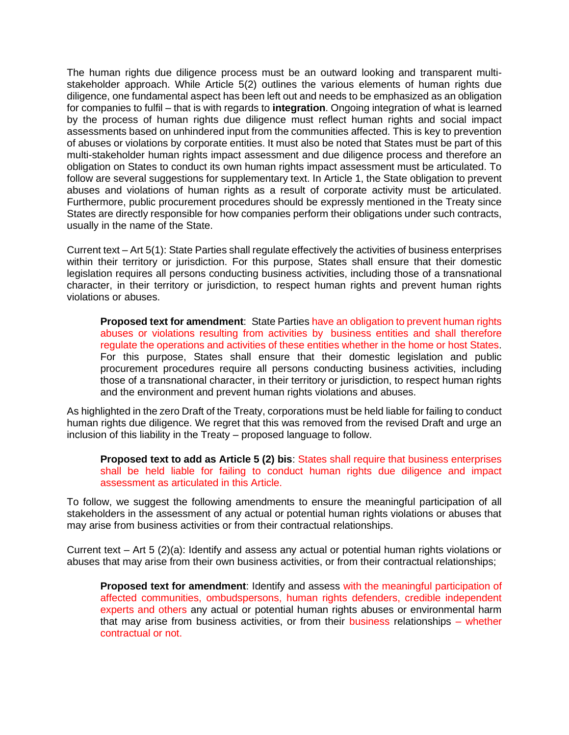The human rights due diligence process must be an outward looking and transparent multi-stakeholder approach. While Article 5(2) outlines the various elements of human rights due diligence, one fundamental aspect has been left out and needs to be emphasized as an obligation for companies to fulfil – that is with regards to **integration**. Ongoing integration of what is learned by the process of human rights due diligence must reflect human rights and social impact assessments based on unhindered input from the communities affected. This is key to prevention of abuses or violations by corporate entities. It must also be noted that States must be part of this multi-stakeholder human rights impact assessment and due diligence process and therefore an obligation on States to conduct its own human rights impact assessment must be articulated. To follow are several suggestions for supplementary text. In Article 1, the State obligation to prevent abuses and violations of human rights as a result of corporate activity must be articulated. Furthermore, public procurement procedures should be expressly mentioned in the Treaty since States are directly responsible for how companies perform their obligations under such contracts, usually in the name of the State.

Current text – Art 5(1): State Parties shall regulate effectively the activities of business enterprises within their territory or jurisdiction. For this purpose, States shall ensure that their domestic legislation requires all persons conducting business activities, including those of a transnational character, in their territory or jurisdiction, to respect human rights and prevent human rights violations or abuses.

> **Proposed text for amendment**: State Parties have an obligation to prevent human rights abuses or violations resulting from activities by business entities and shall therefore regulate the operations and activities of these entities whether in the home or host States. For this purpose, States shall ensure that their domestic legislation and public procurement procedures require all persons conducting business activities, including those of a transnational character, in their territory or jurisdiction, to respect human rights and the environment and prevent human rights violations and abuses.

As highlighted in the zero Draft of the Treaty, corporations must be held liable for failing to conduct human rights due diligence. We regret that this was removed from the revised Draft and urge an inclusion of this liability in the Treaty – proposed language to follow.

> **Proposed text to add as Article 5 (2) bis**: States shall require that business enterprises shall be held liable for failing to conduct human rights due diligence and impact assessment as articulated in this Article.

To follow, we suggest the following amendments to ensure the meaningful participation of all stakeholders in the assessment of any actual or potential human rights violations or abuses that may arise from business activities or from their contractual relationships.

Current text – Art 5 (2)(a): Identify and assess any actual or potential human rights violations or abuses that may arise from their own business activities, or from their contractual relationships;

> **Proposed text for amendment**: Identify and assess with the meaningful participation of affected communities, ombudspersons, human rights defenders, credible independent experts and others any actual or potential human rights abuses or environmental harm that may arise from business activities, or from their business relationships – whether contractual or not.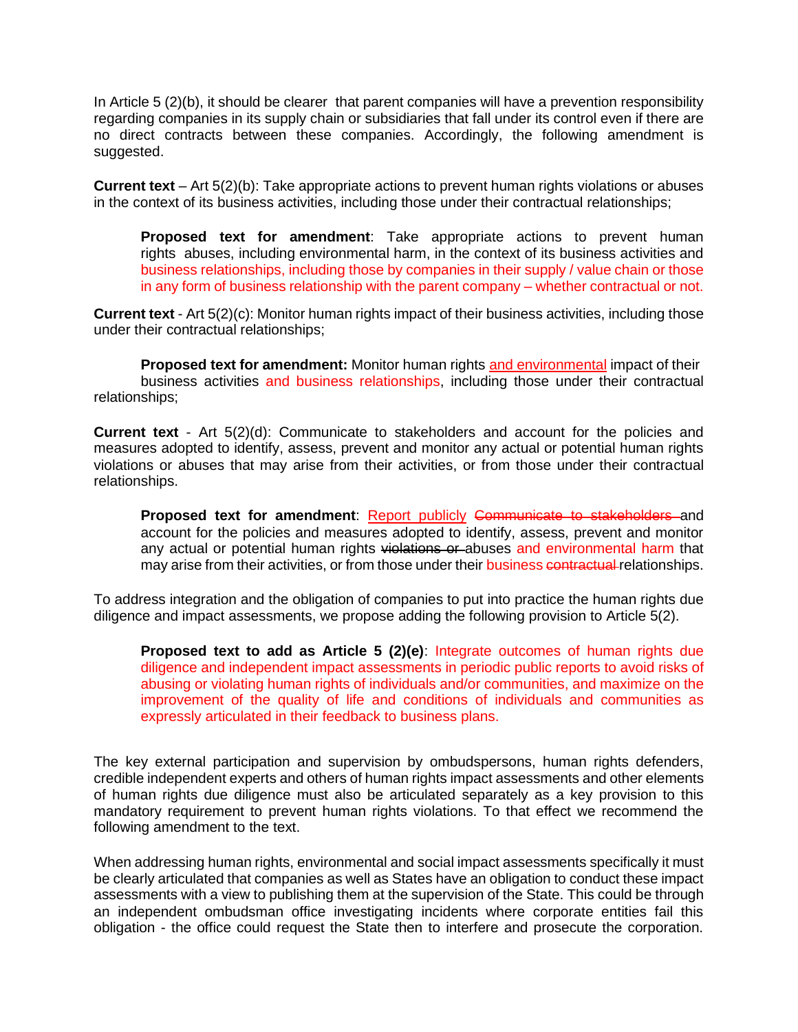In Article 5 (2)(b), it should be clearer that parent companies will have a prevention responsibility regarding companies in its supply chain or subsidiaries that fall under its control even if there are no direct contracts between these companies. Accordingly, the following amendment is suggested.

**Current text** – Art 5(2)(b): Take appropriate actions to prevent human rights violations or abuses in the context of its business activities, including those under their contractual relationships;

> **Proposed text for amendment**: Take appropriate actions to prevent human rights abuses, including environmental harm, in the context of its business activities and business relationships, including those by companies in their supply / value chain or those in any form of business relationship with the parent company – whether contractual or not.

**Current text** - Art 5(2)(c): Monitor human rights impact of their business activities, including those under their contractual relationships;

> **Proposed text for amendment:** Monitor human rights and environmental impact of their business activities and business relationships, including those under their contractual relationships;

**Current text** - Art 5(2)(d): Communicate to stakeholders and account for the policies and measures adopted to identify, assess, prevent and monitor any actual or potential human rights violations or abuses that may arise from their activities, or from those under their contractual relationships.

> **Proposed text for amendment**: Report publicly ~~Communicate to stakeholders~~ and account for the policies and measures adopted to identify, assess, prevent and monitor any actual or potential human rights ~~violations or~~ abuses and environmental harm that may arise from their activities, or from those under their business ~~contractual~~ relationships.

To address integration and the obligation of companies to put into practice the human rights due diligence and impact assessments, we propose adding the following provision to Article 5(2).

> **Proposed text to add as Article 5 (2)(e)**: Integrate outcomes of human rights due diligence and independent impact assessments in periodic public reports to avoid risks of abusing or violating human rights of individuals and/or communities, and maximize on the improvement of the quality of life and conditions of individuals and communities as expressly articulated in their feedback to business plans.

The key external participation and supervision by ombudspersons, human rights defenders, credible independent experts and others of human rights impact assessments and other elements of human rights due diligence must also be articulated separately as a key provision to this mandatory requirement to prevent human rights violations. To that effect we recommend the following amendment to the text.

When addressing human rights, environmental and social impact assessments specifically it must be clearly articulated that companies as well as States have an obligation to conduct these impact assessments with a view to publishing them at the supervision of the State. This could be through an independent ombudsman office investigating incidents where corporate entities fail this obligation - the office could request the State then to interfere and prosecute the corporation.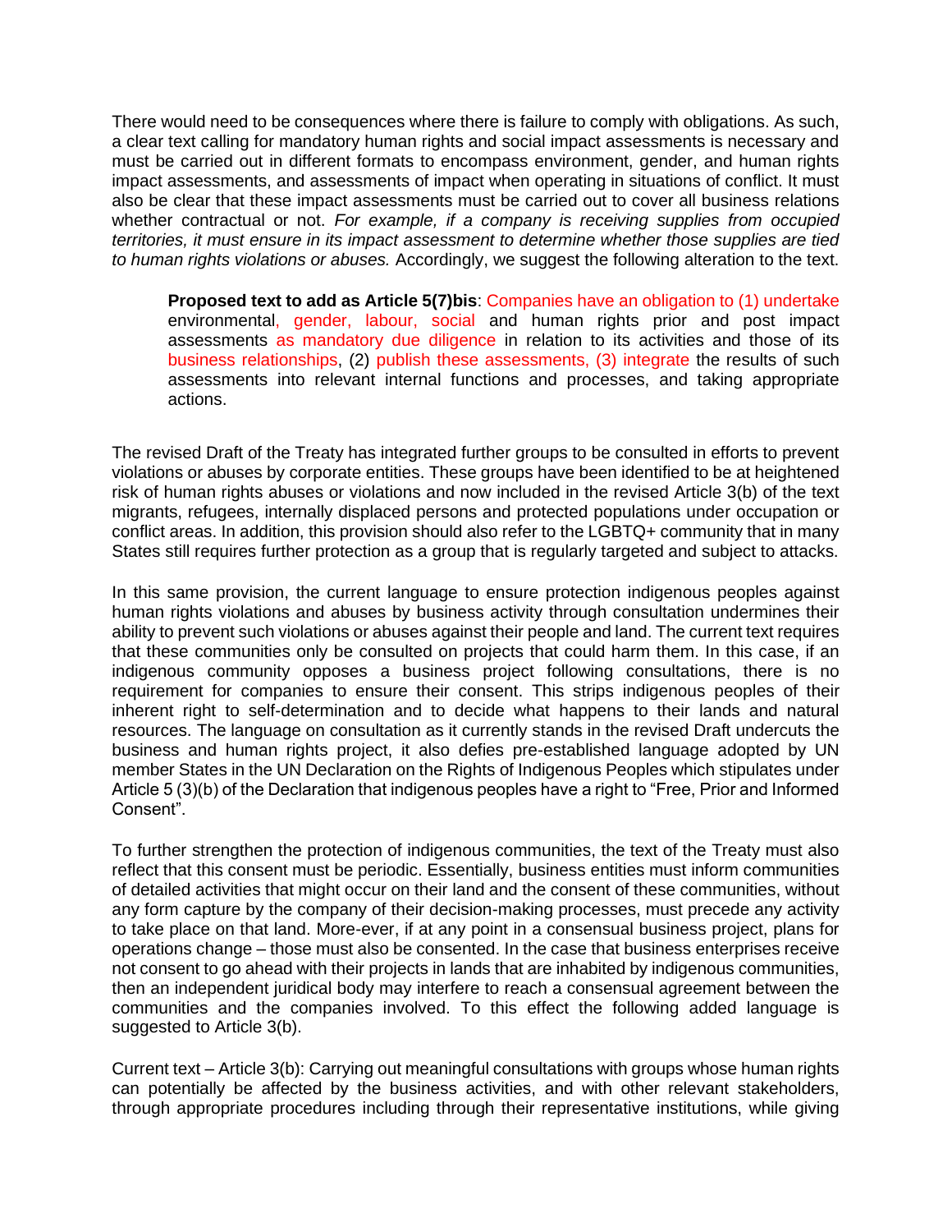There would need to be consequences where there is failure to comply with obligations. As such, a clear text calling for mandatory human rights and social impact assessments is necessary and must be carried out in different formats to encompass environment, gender, and human rights impact assessments, and assessments of impact when operating in situations of conflict. It must also be clear that these impact assessments must be carried out to cover all business relations whether contractual or not. *For example, if a company is receiving supplies from occupied territories, it must ensure in its impact assessment to determine whether those supplies are tied to human rights violations or abuses.* Accordingly, we suggest the following alteration to the text.

> **Proposed text to add as Article 5(7)bis**: Companies have an obligation to (1) undertake environmental, gender, labour, social and human rights prior and post impact assessments as mandatory due diligence in relation to its activities and those of its business relationships, (2) publish these assessments, (3) integrate the results of such assessments into relevant internal functions and processes, and taking appropriate actions.

The revised Draft of the Treaty has integrated further groups to be consulted in efforts to prevent violations or abuses by corporate entities. These groups have been identified to be at heightened risk of human rights abuses or violations and now included in the revised Article 3(b) of the text migrants, refugees, internally displaced persons and protected populations under occupation or conflict areas. In addition, this provision should also refer to the LGBTQ+ community that in many States still requires further protection as a group that is regularly targeted and subject to attacks.

In this same provision, the current language to ensure protection indigenous peoples against human rights violations and abuses by business activity through consultation undermines their ability to prevent such violations or abuses against their people and land. The current text requires that these communities only be consulted on projects that could harm them. In this case, if an indigenous community opposes a business project following consultations, there is no requirement for companies to ensure their consent. This strips indigenous peoples of their inherent right to self-determination and to decide what happens to their lands and natural resources. The language on consultation as it currently stands in the revised Draft undercuts the business and human rights project, it also defies pre-established language adopted by UN member States in the UN Declaration on the Rights of Indigenous Peoples which stipulates under Article 5 (3)(b) of the Declaration that indigenous peoples have a right to "Free, Prior and Informed Consent".

To further strengthen the protection of indigenous communities, the text of the Treaty must also reflect that this consent must be periodic. Essentially, business entities must inform communities of detailed activities that might occur on their land and the consent of these communities, without any form capture by the company of their decision-making processes, must precede any activity to take place on that land. More-ever, if at any point in a consensual business project, plans for operations change – those must also be consented. In the case that business enterprises receive not consent to go ahead with their projects in lands that are inhabited by indigenous communities, then an independent juridical body may interfere to reach a consensual agreement between the communities and the companies involved. To this effect the following added language is suggested to Article 3(b).

Current text – Article 3(b): Carrying out meaningful consultations with groups whose human rights can potentially be affected by the business activities, and with other relevant stakeholders, through appropriate procedures including through their representative institutions, while giving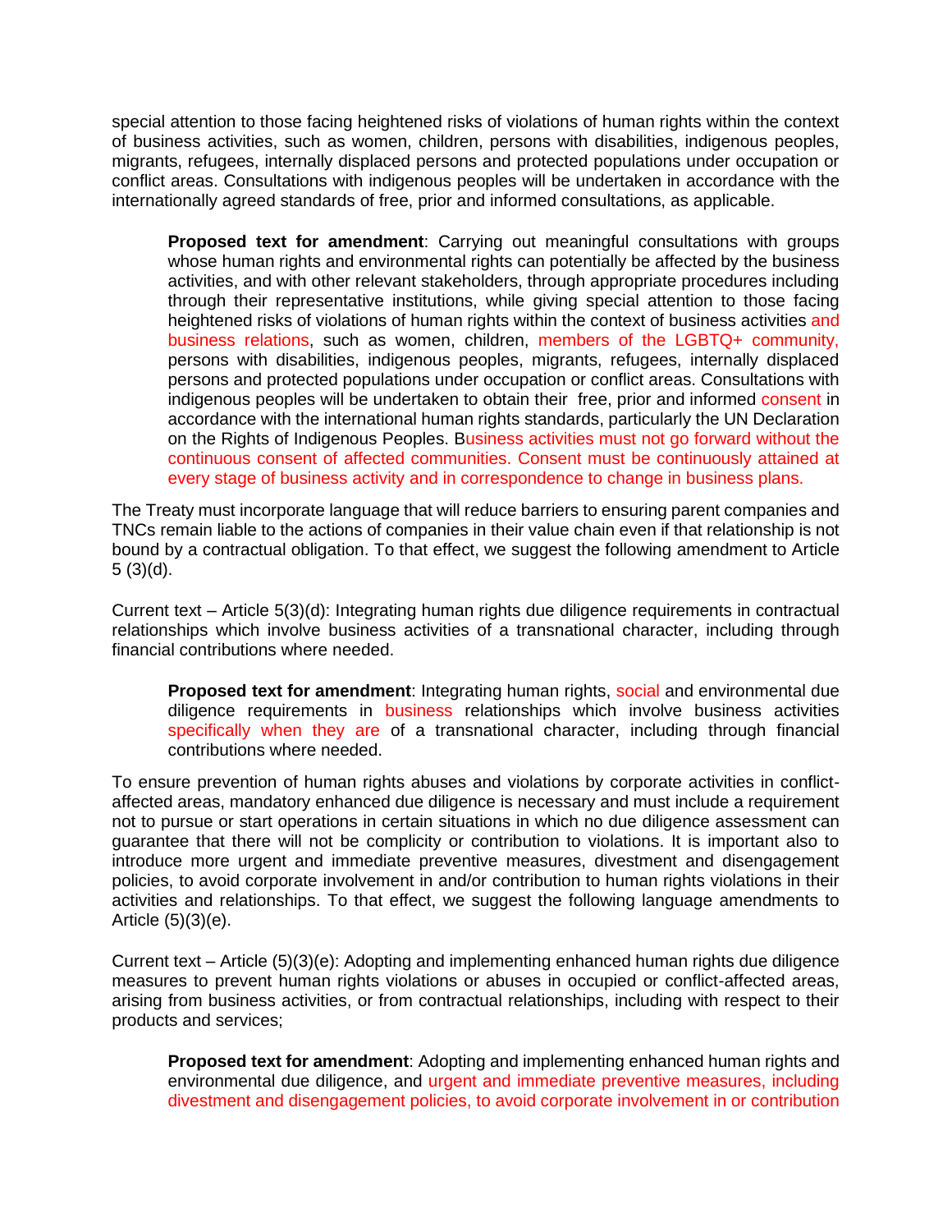special attention to those facing heightened risks of violations of human rights within the context of business activities, such as women, children, persons with disabilities, indigenous peoples, migrants, refugees, internally displaced persons and protected populations under occupation or conflict areas. Consultations with indigenous peoples will be undertaken in accordance with the internationally agreed standards of free, prior and informed consultations, as applicable.

> **Proposed text for amendment**: Carrying out meaningful consultations with groups whose human rights and environmental rights can potentially be affected by the business activities, and with other relevant stakeholders, through appropriate procedures including through their representative institutions, while giving special attention to those facing heightened risks of violations of human rights within the context of business activities and business relations, such as women, children, members of the LGBTQ+ community, persons with disabilities, indigenous peoples, migrants, refugees, internally displaced persons and protected populations under occupation or conflict areas. Consultations with indigenous peoples will be undertaken to obtain their free, prior and informed consent in accordance with the international human rights standards, particularly the UN Declaration on the Rights of Indigenous Peoples. Business activities must not go forward without the continuous consent of affected communities. Consent must be continuously attained at every stage of business activity and in correspondence to change in business plans.

The Treaty must incorporate language that will reduce barriers to ensuring parent companies and TNCs remain liable to the actions of companies in their value chain even if that relationship is not bound by a contractual obligation. To that effect, we suggest the following amendment to Article 5 (3)(d).

Current text – Article 5(3)(d): Integrating human rights due diligence requirements in contractual relationships which involve business activities of a transnational character, including through financial contributions where needed.

> **Proposed text for amendment**: Integrating human rights, social and environmental due diligence requirements in business relationships which involve business activities specifically when they are of a transnational character, including through financial contributions where needed.

To ensure prevention of human rights abuses and violations by corporate activities in conflict-affected areas, mandatory enhanced due diligence is necessary and must include a requirement not to pursue or start operations in certain situations in which no due diligence assessment can guarantee that there will not be complicity or contribution to violations. It is important also to introduce more urgent and immediate preventive measures, divestment and disengagement policies, to avoid corporate involvement in and/or contribution to human rights violations in their activities and relationships. To that effect, we suggest the following language amendments to Article (5)(3)(e).

Current text – Article (5)(3)(e): Adopting and implementing enhanced human rights due diligence measures to prevent human rights violations or abuses in occupied or conflict-affected areas, arising from business activities, or from contractual relationships, including with respect to their products and services;

> **Proposed text for amendment**: Adopting and implementing enhanced human rights and environmental due diligence, and urgent and immediate preventive measures, including divestment and disengagement policies, to avoid corporate involvement in or contribution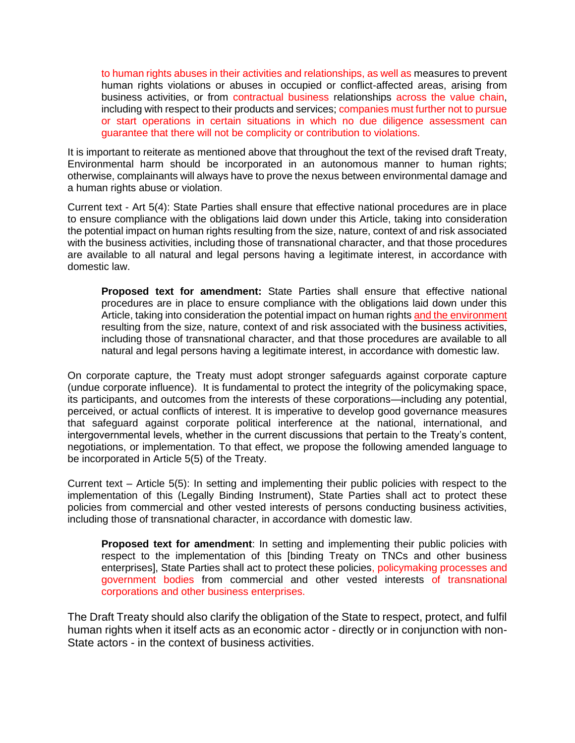> to human rights abuses in their activities and relationships, as well as measures to prevent human rights violations or abuses in occupied or conflict-affected areas, arising from business activities, or from contractual business relationships across the value chain, including with respect to their products and services; companies must further not to pursue or start operations in certain situations in which no due diligence assessment can guarantee that there will not be complicity or contribution to violations.

It is important to reiterate as mentioned above that throughout the text of the revised draft Treaty, Environmental harm should be incorporated in an autonomous manner to human rights; otherwise, complainants will always have to prove the nexus between environmental damage and a human rights abuse or violation.

Current text - Art 5(4): State Parties shall ensure that effective national procedures are in place to ensure compliance with the obligations laid down under this Article, taking into consideration the potential impact on human rights resulting from the size, nature, context of and risk associated with the business activities, including those of transnational character, and that those procedures are available to all natural and legal persons having a legitimate interest, in accordance with domestic law.

> **Proposed text for amendment:** State Parties shall ensure that effective national procedures are in place to ensure compliance with the obligations laid down under this Article, taking into consideration the potential impact on human rights <u>and the environment</u> resulting from the size, nature, context of and risk associated with the business activities, including those of transnational character, and that those procedures are available to all natural and legal persons having a legitimate interest, in accordance with domestic law.

On corporate capture, the Treaty must adopt stronger safeguards against corporate capture (undue corporate influence). It is fundamental to protect the integrity of the policymaking space, its participants, and outcomes from the interests of these corporations—including any potential, perceived, or actual conflicts of interest. It is imperative to develop good governance measures that safeguard against corporate political interference at the national, international, and intergovernmental levels, whether in the current discussions that pertain to the Treaty's content, negotiations, or implementation. To that effect, we propose the following amended language to be incorporated in Article 5(5) of the Treaty.

Current text – Article 5(5): In setting and implementing their public policies with respect to the implementation of this (Legally Binding Instrument), State Parties shall act to protect these policies from commercial and other vested interests of persons conducting business activities, including those of transnational character, in accordance with domestic law.

> **Proposed text for amendment**: In setting and implementing their public policies with respect to the implementation of this [binding Treaty on TNCs and other business enterprises], State Parties shall act to protect these policies, policymaking processes and government bodies from commercial and other vested interests of transnational corporations and other business enterprises.

The Draft Treaty should also clarify the obligation of the State to respect, protect, and fulfil human rights when it itself acts as an economic actor - directly or in conjunction with non-State actors - in the context of business activities.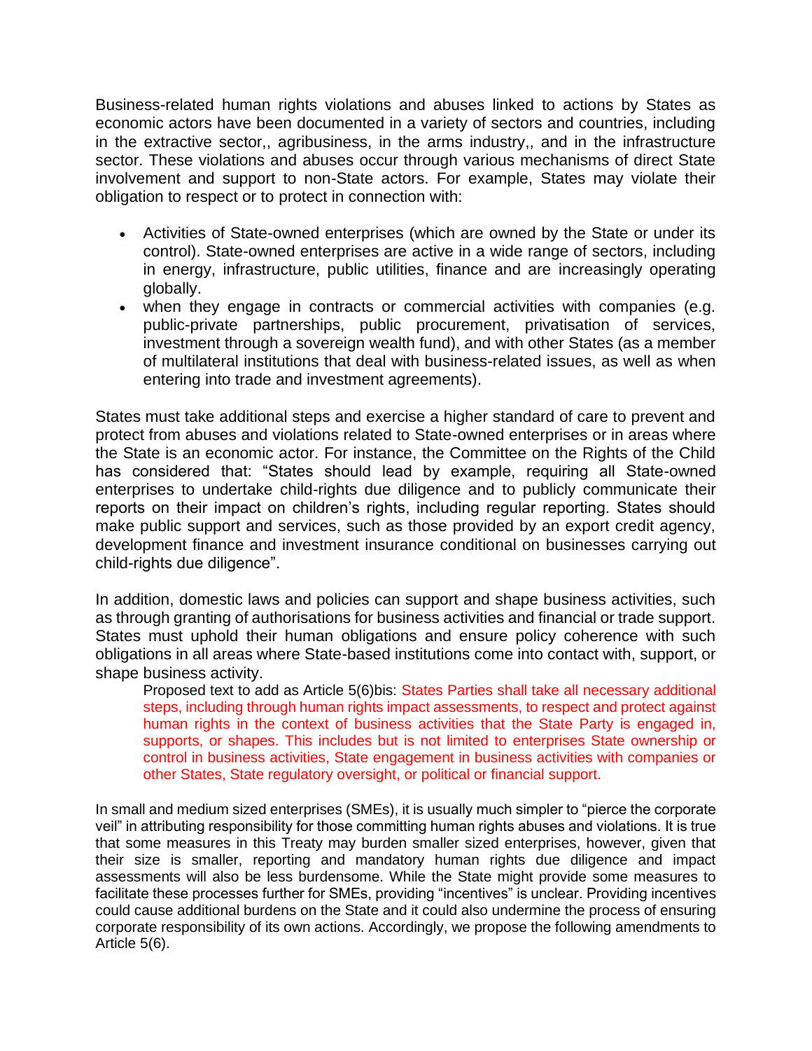Business-related human rights violations and abuses linked to actions by States as economic actors have been documented in a variety of sectors and countries, including in the extractive sector,, agribusiness, in the arms industry,, and in the infrastructure sector. These violations and abuses occur through various mechanisms of direct State involvement and support to non-State actors. For example, States may violate their obligation to respect or to protect in connection with:

- Activities of State-owned enterprises (which are owned by the State or under its control). State-owned enterprises are active in a wide range of sectors, including in energy, infrastructure, public utilities, finance and are increasingly operating globally.
- when they engage in contracts or commercial activities with companies (e.g. public-private partnerships, public procurement, privatisation of services, investment through a sovereign wealth fund), and with other States (as a member of multilateral institutions that deal with business-related issues, as well as when entering into trade and investment agreements).

States must take additional steps and exercise a higher standard of care to prevent and protect from abuses and violations related to State-owned enterprises or in areas where the State is an economic actor. For instance, the Committee on the Rights of the Child has considered that: "States should lead by example, requiring all State-owned enterprises to undertake child-rights due diligence and to publicly communicate their reports on their impact on children's rights, including regular reporting. States should make public support and services, such as those provided by an export credit agency, development finance and investment insurance conditional on businesses carrying out child-rights due diligence".

In addition, domestic laws and policies can support and shape business activities, such as through granting of authorisations for business activities and financial or trade support. States must uphold their human obligations and ensure policy coherence with such obligations in all areas where State-based institutions come into contact with, support, or shape business activity.

> Proposed text to add as Article 5(6)bis: States Parties shall take all necessary additional steps, including through human rights impact assessments, to respect and protect against human rights in the context of business activities that the State Party is engaged in, supports, or shapes. This includes but is not limited to enterprises State ownership or control in business activities, State engagement in business activities with companies or other States, State regulatory oversight, or political or financial support.

In small and medium sized enterprises (SMEs), it is usually much simpler to "pierce the corporate veil" in attributing responsibility for those committing human rights abuses and violations. It is true that some measures in this Treaty may burden smaller sized enterprises, however, given that their size is smaller, reporting and mandatory human rights due diligence and impact assessments will also be less burdensome. While the State might provide some measures to facilitate these processes further for SMEs, providing "incentives" is unclear. Providing incentives could cause additional burdens on the State and it could also undermine the process of ensuring corporate responsibility of its own actions. Accordingly, we propose the following amendments to Article 5(6).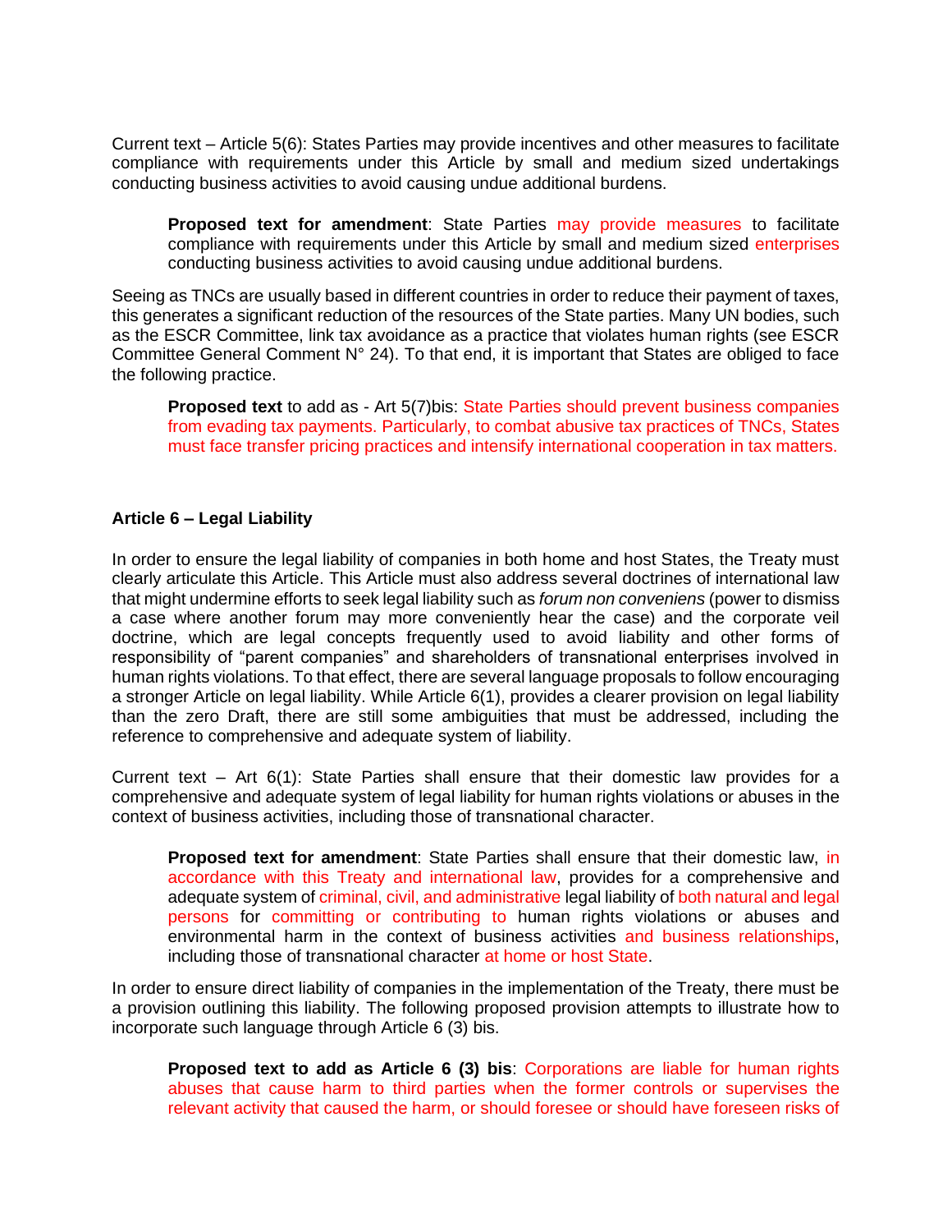Current text – Article 5(6): States Parties may provide incentives and other measures to facilitate compliance with requirements under this Article by small and medium sized undertakings conducting business activities to avoid causing undue additional burdens.

> **Proposed text for amendment**: State Parties may provide measures to facilitate compliance with requirements under this Article by small and medium sized enterprises conducting business activities to avoid causing undue additional burdens.

Seeing as TNCs are usually based in different countries in order to reduce their payment of taxes, this generates a significant reduction of the resources of the State parties. Many UN bodies, such as the ESCR Committee, link tax avoidance as a practice that violates human rights (see ESCR Committee General Comment N° 24). To that end, it is important that States are obliged to face the following practice.

> **Proposed text** to add as - Art 5(7)bis: State Parties should prevent business companies from evading tax payments. Particularly, to combat abusive tax practices of TNCs, States must face transfer pricing practices and intensify international cooperation in tax matters.

### Article 6 – Legal Liability

In order to ensure the legal liability of companies in both home and host States, the Treaty must clearly articulate this Article. This Article must also address several doctrines of international law that might undermine efforts to seek legal liability such as *forum non conveniens* (power to dismiss a case where another forum may more conveniently hear the case) and the corporate veil doctrine, which are legal concepts frequently used to avoid liability and other forms of responsibility of "parent companies" and shareholders of transnational enterprises involved in human rights violations. To that effect, there are several language proposals to follow encouraging a stronger Article on legal liability. While Article 6(1), provides a clearer provision on legal liability than the zero Draft, there are still some ambiguities that must be addressed, including the reference to comprehensive and adequate system of liability.

Current text – Art 6(1): State Parties shall ensure that their domestic law provides for a comprehensive and adequate system of legal liability for human rights violations or abuses in the context of business activities, including those of transnational character.

> **Proposed text for amendment**: State Parties shall ensure that their domestic law, in accordance with this Treaty and international law, provides for a comprehensive and adequate system of criminal, civil, and administrative legal liability of both natural and legal persons for committing or contributing to human rights violations or abuses and environmental harm in the context of business activities and business relationships, including those of transnational character at home or host State.

In order to ensure direct liability of companies in the implementation of the Treaty, there must be a provision outlining this liability. The following proposed provision attempts to illustrate how to incorporate such language through Article 6 (3) bis.

> **Proposed text to add as Article 6 (3) bis**: Corporations are liable for human rights abuses that cause harm to third parties when the former controls or supervises the relevant activity that caused the harm, or should foresee or should have foreseen risks of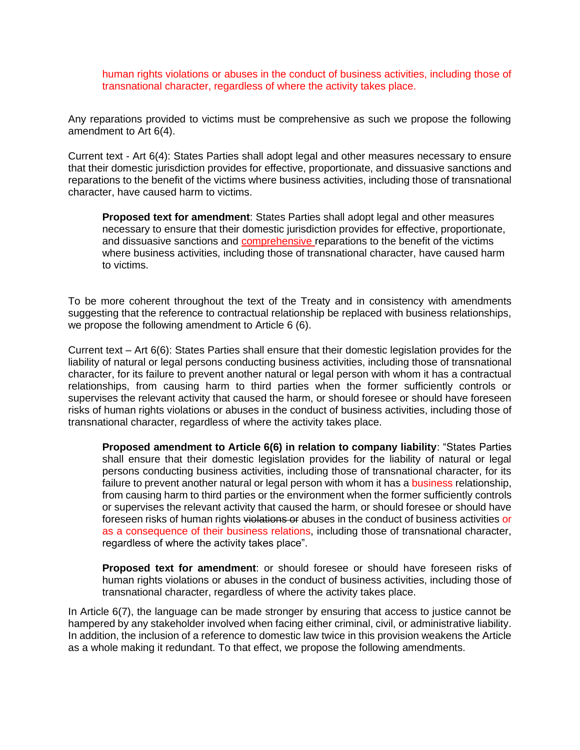human rights violations or abuses in the conduct of business activities, including those of transnational character, regardless of where the activity takes place.

Any reparations provided to victims must be comprehensive as such we propose the following amendment to Art 6(4).

Current text - Art 6(4): States Parties shall adopt legal and other measures necessary to ensure that their domestic jurisdiction provides for effective, proportionate, and dissuasive sanctions and reparations to the benefit of the victims where business activities, including those of transnational character, have caused harm to victims.

> **Proposed text for amendment**: States Parties shall adopt legal and other measures necessary to ensure that their domestic jurisdiction provides for effective, proportionate, and dissuasive sanctions and comprehensive reparations to the benefit of the victims where business activities, including those of transnational character, have caused harm to victims.

To be more coherent throughout the text of the Treaty and in consistency with amendments suggesting that the reference to contractual relationship be replaced with business relationships, we propose the following amendment to Article 6 (6).

Current text – Art 6(6): States Parties shall ensure that their domestic legislation provides for the liability of natural or legal persons conducting business activities, including those of transnational character, for its failure to prevent another natural or legal person with whom it has a contractual relationships, from causing harm to third parties when the former sufficiently controls or supervises the relevant activity that caused the harm, or should foresee or should have foreseen risks of human rights violations or abuses in the conduct of business activities, including those of transnational character, regardless of where the activity takes place.

> **Proposed amendment to Article 6(6) in relation to company liability**: "States Parties shall ensure that their domestic legislation provides for the liability of natural or legal persons conducting business activities, including those of transnational character, for its failure to prevent another natural or legal person with whom it has a business relationship, from causing harm to third parties or the environment when the former sufficiently controls or supervises the relevant activity that caused the harm, or should foresee or should have foreseen risks of human rights ~~violations or~~ abuses in the conduct of business activities or as a consequence of their business relations, including those of transnational character, regardless of where the activity takes place".

> **Proposed text for amendment**: or should foresee or should have foreseen risks of human rights violations or abuses in the conduct of business activities, including those of transnational character, regardless of where the activity takes place.

In Article 6(7), the language can be made stronger by ensuring that access to justice cannot be hampered by any stakeholder involved when facing either criminal, civil, or administrative liability. In addition, the inclusion of a reference to domestic law twice in this provision weakens the Article as a whole making it redundant. To that effect, we propose the following amendments.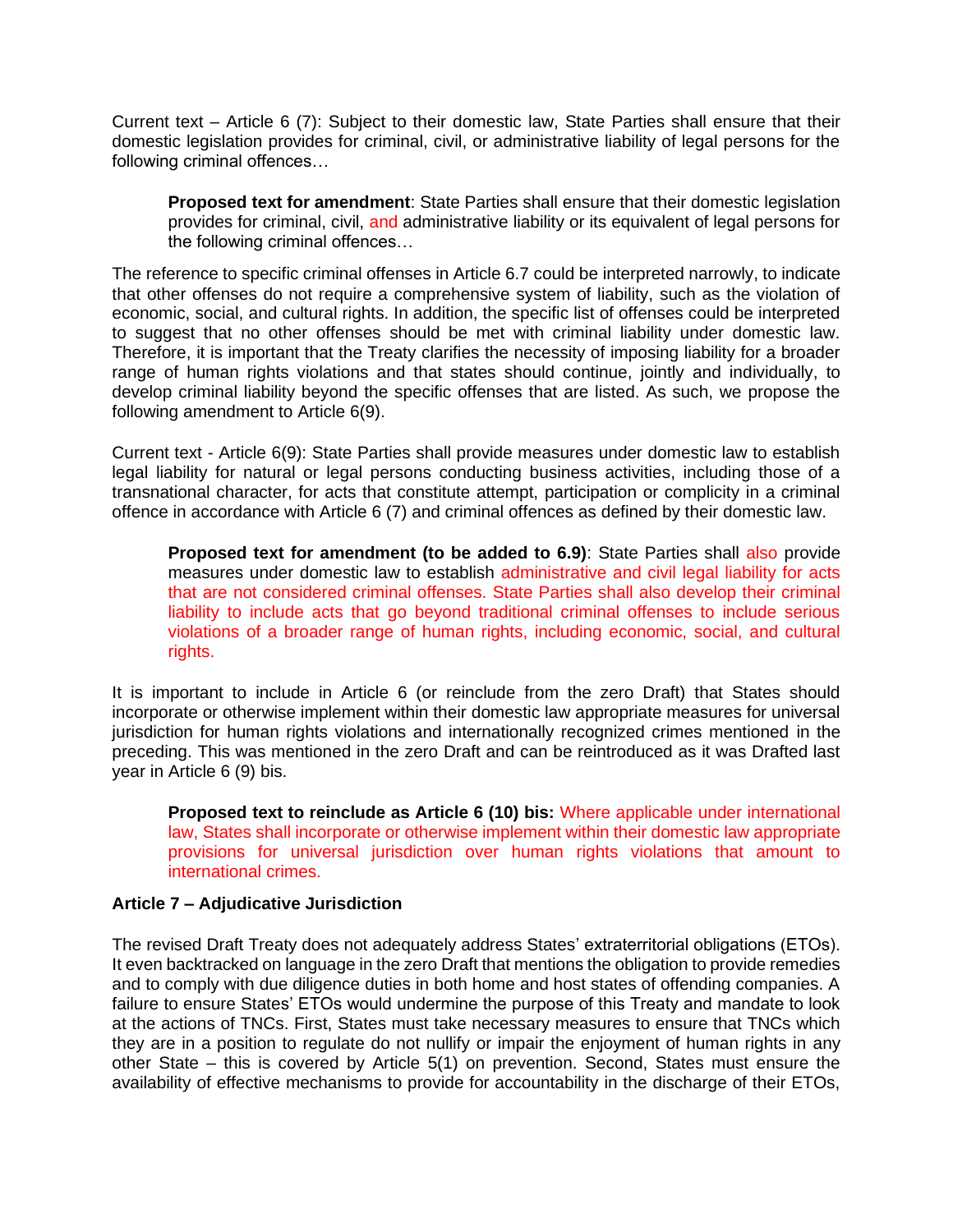Current text – Article 6 (7): Subject to their domestic law, State Parties shall ensure that their domestic legislation provides for criminal, civil, or administrative liability of legal persons for the following criminal offences…

> **Proposed text for amendment**: State Parties shall ensure that their domestic legislation provides for criminal, civil, and administrative liability or its equivalent of legal persons for the following criminal offences…

The reference to specific criminal offenses in Article 6.7 could be interpreted narrowly, to indicate that other offenses do not require a comprehensive system of liability, such as the violation of economic, social, and cultural rights. In addition, the specific list of offenses could be interpreted to suggest that no other offenses should be met with criminal liability under domestic law. Therefore, it is important that the Treaty clarifies the necessity of imposing liability for a broader range of human rights violations and that states should continue, jointly and individually, to develop criminal liability beyond the specific offenses that are listed. As such, we propose the following amendment to Article 6(9).

Current text - Article 6(9): State Parties shall provide measures under domestic law to establish legal liability for natural or legal persons conducting business activities, including those of a transnational character, for acts that constitute attempt, participation or complicity in a criminal offence in accordance with Article 6 (7) and criminal offences as defined by their domestic law.

> **Proposed text for amendment (to be added to 6.9)**: State Parties shall also provide measures under domestic law to establish administrative and civil legal liability for acts that are not considered criminal offenses. State Parties shall also develop their criminal liability to include acts that go beyond traditional criminal offenses to include serious violations of a broader range of human rights, including economic, social, and cultural rights.

It is important to include in Article 6 (or reinclude from the zero Draft) that States should incorporate or otherwise implement within their domestic law appropriate measures for universal jurisdiction for human rights violations and internationally recognized crimes mentioned in the preceding. This was mentioned in the zero Draft and can be reintroduced as it was Drafted last year in Article 6 (9) bis.

> **Proposed text to reinclude as Article 6 (10) bis:** Where applicable under international law, States shall incorporate or otherwise implement within their domestic law appropriate provisions for universal jurisdiction over human rights violations that amount to international crimes.

**Article 7 – Adjudicative Jurisdiction**

The revised Draft Treaty does not adequately address States' extraterritorial obligations (ETOs). It even backtracked on language in the zero Draft that mentions the obligation to provide remedies and to comply with due diligence duties in both home and host states of offending companies. A failure to ensure States' ETOs would undermine the purpose of this Treaty and mandate to look at the actions of TNCs. First, States must take necessary measures to ensure that TNCs which they are in a position to regulate do not nullify or impair the enjoyment of human rights in any other State – this is covered by Article 5(1) on prevention. Second, States must ensure the availability of effective mechanisms to provide for accountability in the discharge of their ETOs,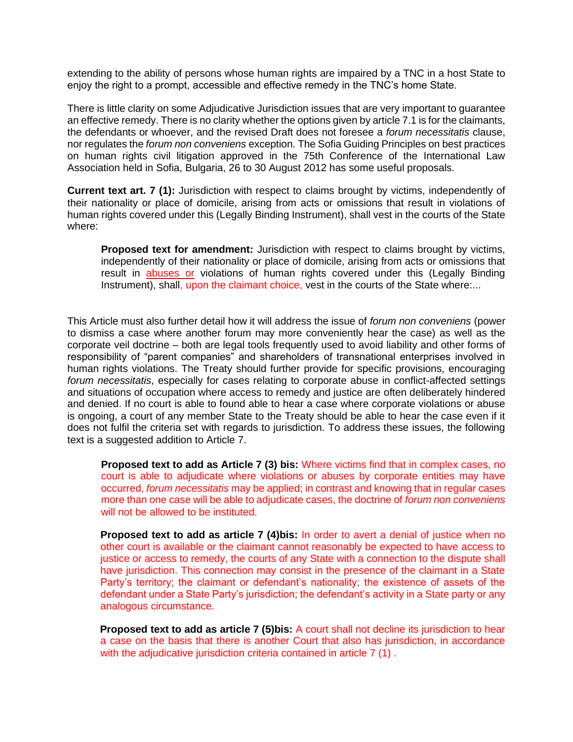extending to the ability of persons whose human rights are impaired by a TNC in a host State to enjoy the right to a prompt, accessible and effective remedy in the TNC's home State.

There is little clarity on some Adjudicative Jurisdiction issues that are very important to guarantee an effective remedy. There is no clarity whether the options given by article 7.1 is for the claimants, the defendants or whoever, and the revised Draft does not foresee a *forum necessitatis* clause, nor regulates the *forum non conveniens* exception. The Sofia Guiding Principles on best practices on human rights civil litigation approved in the 75th Conference of the International Law Association held in Sofia, Bulgaria, 26 to 30 August 2012 has some useful proposals.

**Current text art. 7 (1):** Jurisdiction with respect to claims brought by victims, independently of their nationality or place of domicile, arising from acts or omissions that result in violations of human rights covered under this (Legally Binding Instrument), shall vest in the courts of the State where:

> **Proposed text for amendment:** Jurisdiction with respect to claims brought by victims, independently of their nationality or place of domicile, arising from acts or omissions that result in abuses or violations of human rights covered under this (Legally Binding Instrument), shall, upon the claimant choice, vest in the courts of the State where:...

This Article must also further detail how it will address the issue of *forum non conveniens* (power to dismiss a case where another forum may more conveniently hear the case) as well as the corporate veil doctrine – both are legal tools frequently used to avoid liability and other forms of responsibility of "parent companies" and shareholders of transnational enterprises involved in human rights violations. The Treaty should further provide for specific provisions, encouraging *forum necessitatis*, especially for cases relating to corporate abuse in conflict-affected settings and situations of occupation where access to remedy and justice are often deliberately hindered and denied. If no court is able to found able to hear a case where corporate violations or abuse is ongoing, a court of any member State to the Treaty should be able to hear the case even if it does not fulfil the criteria set with regards to jurisdiction. To address these issues, the following text is a suggested addition to Article 7.

> **Proposed text to add as Article 7 (3) bis:** Where victims find that in complex cases, no court is able to adjudicate where violations or abuses by corporate entities may have occurred, *forum necessitatis* may be applied; in contrast and knowing that in regular cases more than one case will be able to adjudicate cases, the doctrine of *forum non conveniens* will not be allowed to be instituted.

> **Proposed text to add as article 7 (4)bis:** In order to avert a denial of justice when no other court is available or the claimant cannot reasonably be expected to have access to justice or access to remedy, the courts of any State with a connection to the dispute shall have jurisdiction. This connection may consist in the presence of the claimant in a State Party's territory; the claimant or defendant's nationality; the existence of assets of the defendant under a State Party's jurisdiction; the defendant's activity in a State party or any analogous circumstance.

> **Proposed text to add as article 7 (5)bis:** A court shall not decline its jurisdiction to hear a case on the basis that there is another Court that also has jurisdiction, in accordance with the adjudicative jurisdiction criteria contained in article 7 (1) .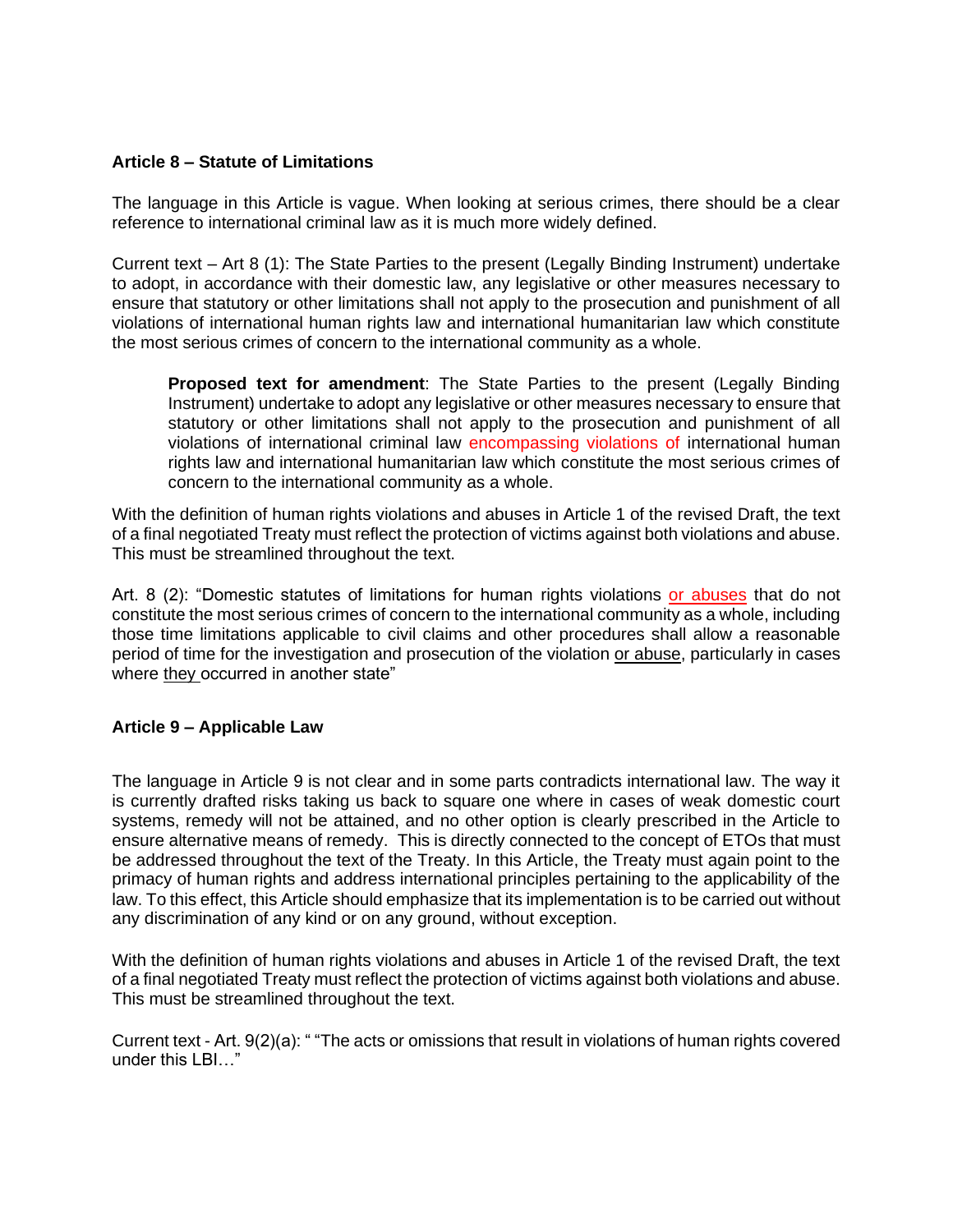**Article 8 – Statute of Limitations**

The language in this Article is vague. When looking at serious crimes, there should be a clear reference to international criminal law as it is much more widely defined.

Current text – Art 8 (1): The State Parties to the present (Legally Binding Instrument) undertake to adopt, in accordance with their domestic law, any legislative or other measures necessary to ensure that statutory or other limitations shall not apply to the prosecution and punishment of all violations of international human rights law and international humanitarian law which constitute the most serious crimes of concern to the international community as a whole.

> **Proposed text for amendment**: The State Parties to the present (Legally Binding Instrument) undertake to adopt any legislative or other measures necessary to ensure that statutory or other limitations shall not apply to the prosecution and punishment of all violations of international criminal law encompassing violations of international human rights law and international humanitarian law which constitute the most serious crimes of concern to the international community as a whole.

With the definition of human rights violations and abuses in Article 1 of the revised Draft, the text of a final negotiated Treaty must reflect the protection of victims against both violations and abuse. This must be streamlined throughout the text.

Art. 8 (2): "Domestic statutes of limitations for human rights violations or abuses that do not constitute the most serious crimes of concern to the international community as a whole, including those time limitations applicable to civil claims and other procedures shall allow a reasonable period of time for the investigation and prosecution of the violation or abuse, particularly in cases where they occurred in another state"

**Article 9 – Applicable Law**

The language in Article 9 is not clear and in some parts contradicts international law. The way it is currently drafted risks taking us back to square one where in cases of weak domestic court systems, remedy will not be attained, and no other option is clearly prescribed in the Article to ensure alternative means of remedy. This is directly connected to the concept of ETOs that must be addressed throughout the text of the Treaty. In this Article, the Treaty must again point to the primacy of human rights and address international principles pertaining to the applicability of the law. To this effect, this Article should emphasize that its implementation is to be carried out without any discrimination of any kind or on any ground, without exception.

With the definition of human rights violations and abuses in Article 1 of the revised Draft, the text of a final negotiated Treaty must reflect the protection of victims against both violations and abuse. This must be streamlined throughout the text.

Current text - Art. 9(2)(a): " "The acts or omissions that result in violations of human rights covered under this LBI…"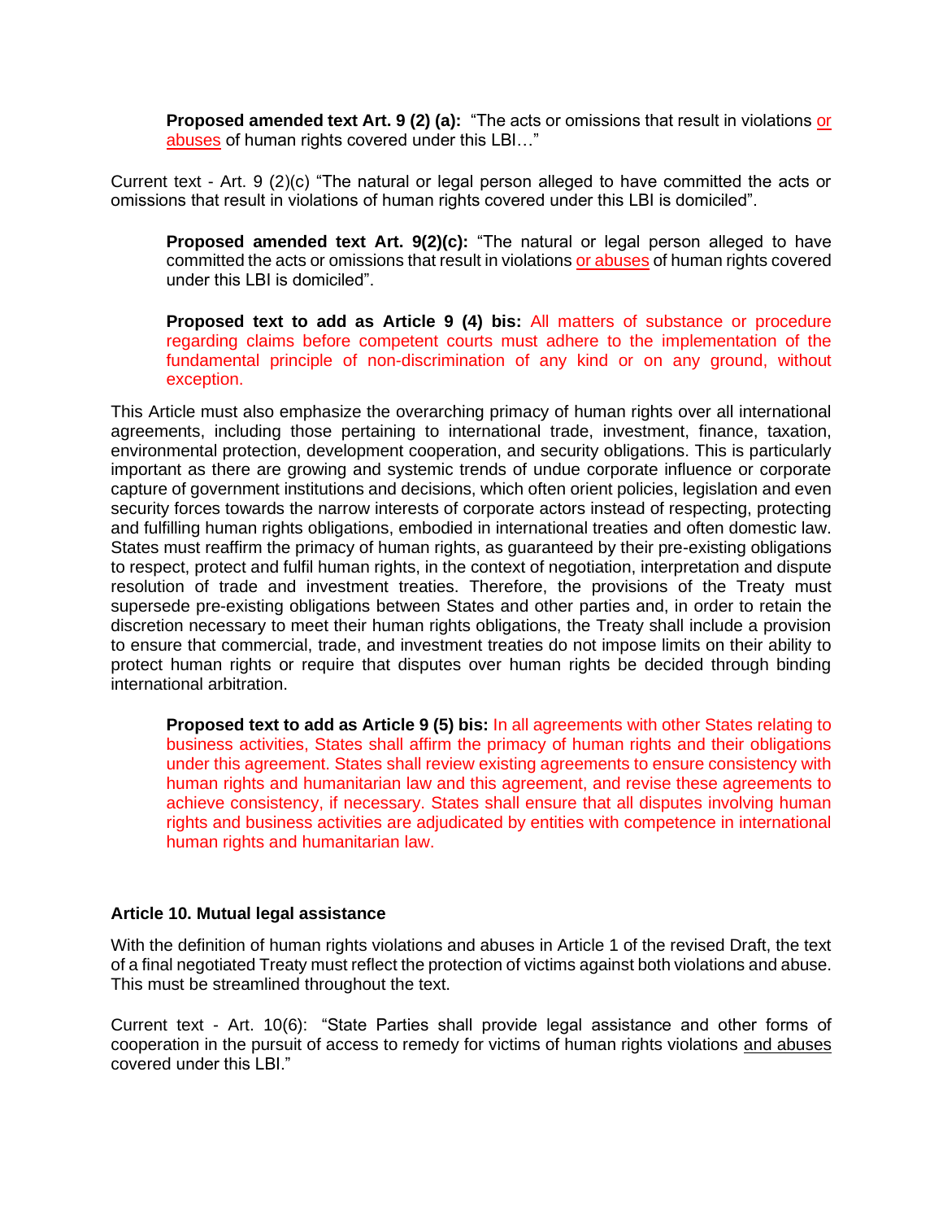**Proposed amended text Art. 9 (2) (a):** "The acts or omissions that result in violations or abuses of human rights covered under this LBI…"

Current text - Art. 9 (2)(c) "The natural or legal person alleged to have committed the acts or omissions that result in violations of human rights covered under this LBI is domiciled".

**Proposed amended text Art. 9(2)(c):** "The natural or legal person alleged to have committed the acts or omissions that result in violations or abuses of human rights covered under this LBI is domiciled".

**Proposed text to add as Article 9 (4) bis:** All matters of substance or procedure regarding claims before competent courts must adhere to the implementation of the fundamental principle of non-discrimination of any kind or on any ground, without exception.

This Article must also emphasize the overarching primacy of human rights over all international agreements, including those pertaining to international trade, investment, finance, taxation, environmental protection, development cooperation, and security obligations. This is particularly important as there are growing and systemic trends of undue corporate influence or corporate capture of government institutions and decisions, which often orient policies, legislation and even security forces towards the narrow interests of corporate actors instead of respecting, protecting and fulfilling human rights obligations, embodied in international treaties and often domestic law. States must reaffirm the primacy of human rights, as guaranteed by their pre-existing obligations to respect, protect and fulfil human rights, in the context of negotiation, interpretation and dispute resolution of trade and investment treaties. Therefore, the provisions of the Treaty must supersede pre-existing obligations between States and other parties and, in order to retain the discretion necessary to meet their human rights obligations, the Treaty shall include a provision to ensure that commercial, trade, and investment treaties do not impose limits on their ability to protect human rights or require that disputes over human rights be decided through binding international arbitration.

**Proposed text to add as Article 9 (5) bis:** In all agreements with other States relating to business activities, States shall affirm the primacy of human rights and their obligations under this agreement. States shall review existing agreements to ensure consistency with human rights and humanitarian law and this agreement, and revise these agreements to achieve consistency, if necessary. States shall ensure that all disputes involving human rights and business activities are adjudicated by entities with competence in international human rights and humanitarian law.

### Article 10. Mutual legal assistance

With the definition of human rights violations and abuses in Article 1 of the revised Draft, the text of a final negotiated Treaty must reflect the protection of victims against both violations and abuse. This must be streamlined throughout the text.

Current text - Art. 10(6): "State Parties shall provide legal assistance and other forms of cooperation in the pursuit of access to remedy for victims of human rights violations and abuses covered under this LBI."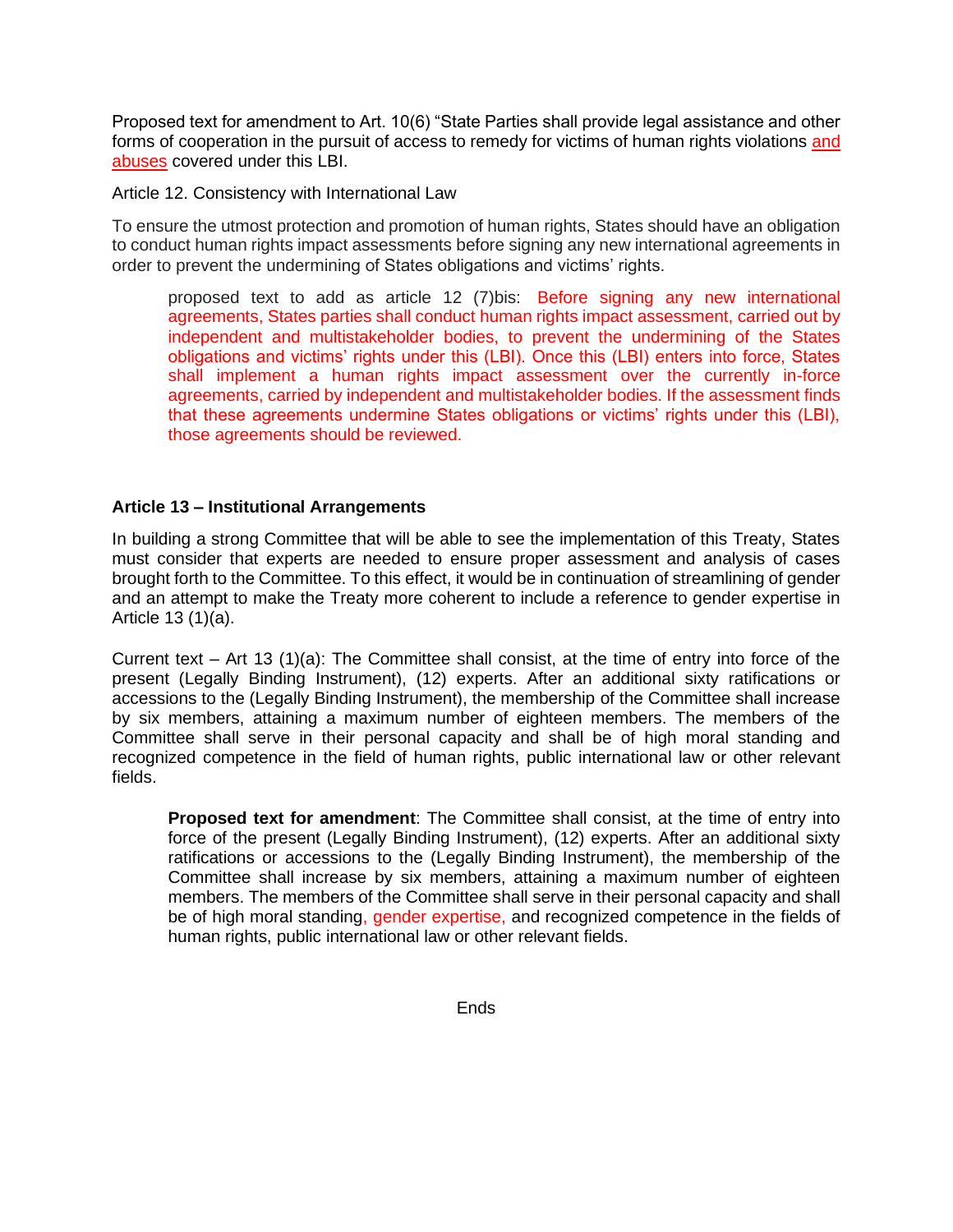Proposed text for amendment to Art. 10(6) "State Parties shall provide legal assistance and other forms of cooperation in the pursuit of access to remedy for victims of human rights violations and abuses covered under this LBI.

Article 12. Consistency with International Law

To ensure the utmost protection and promotion of human rights, States should have an obligation to conduct human rights impact assessments before signing any new international agreements in order to prevent the undermining of States obligations and victims' rights.

> proposed text to add as article 12 (7)bis: Before signing any new international agreements, States parties shall conduct human rights impact assessment, carried out by independent and multistakeholder bodies, to prevent the undermining of the States obligations and victims' rights under this (LBI). Once this (LBI) enters into force, States shall implement a human rights impact assessment over the currently in-force agreements, carried by independent and multistakeholder bodies. If the assessment finds that these agreements undermine States obligations or victims' rights under this (LBI), those agreements should be reviewed.

**Article 13 – Institutional Arrangements**

In building a strong Committee that will be able to see the implementation of this Treaty, States must consider that experts are needed to ensure proper assessment and analysis of cases brought forth to the Committee. To this effect, it would be in continuation of streamlining of gender and an attempt to make the Treaty more coherent to include a reference to gender expertise in Article 13 (1)(a).

Current text – Art 13 (1)(a): The Committee shall consist, at the time of entry into force of the present (Legally Binding Instrument), (12) experts. After an additional sixty ratifications or accessions to the (Legally Binding Instrument), the membership of the Committee shall increase by six members, attaining a maximum number of eighteen members. The members of the Committee shall serve in their personal capacity and shall be of high moral standing and recognized competence in the field of human rights, public international law or other relevant fields.

> **Proposed text for amendment**: The Committee shall consist, at the time of entry into force of the present (Legally Binding Instrument), (12) experts. After an additional sixty ratifications or accessions to the (Legally Binding Instrument), the membership of the Committee shall increase by six members, attaining a maximum number of eighteen members. The members of the Committee shall serve in their personal capacity and shall be of high moral standing, gender expertise, and recognized competence in the fields of human rights, public international law or other relevant fields.

Ends